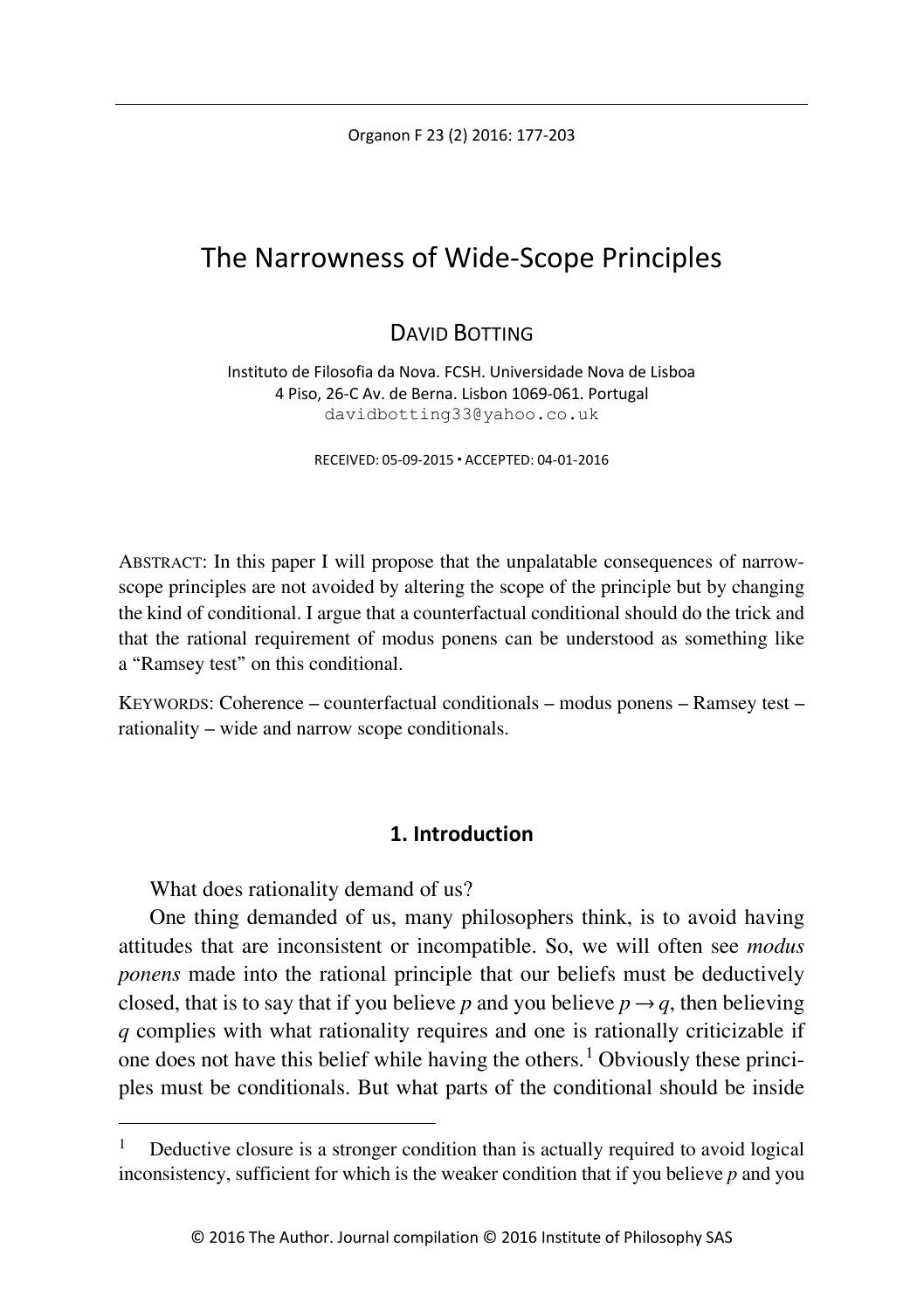# The Narrowness of Wide-Scope Principles

DAVID BOTTING

Instituto de Filosofia da Nova. FCSH. Universidade Nova de Lisboa
4 Piso, 26-C Av. de Berna. Lisbon 1069-061. Portugal
davidbotting33@yahoo.co.uk

RECEIVED: 05-09-2015 ▪ ACCEPTED: 04-01-2016

ABSTRACT: In this paper I will propose that the unpalatable consequences of narrow-scope principles are not avoided by altering the scope of the principle but by changing the kind of conditional. I argue that a counterfactual conditional should do the trick and that the rational requirement of modus ponens can be understood as something like a "Ramsey test" on this conditional.

KEYWORDS: Coherence – counterfactual conditionals – modus ponens – Ramsey test – rationality – wide and narrow scope conditionals.

## 1. Introduction

What does rationality demand of us?

One thing demanded of us, many philosophers think, is to avoid having attitudes that are inconsistent or incompatible. So, we will often see *modus ponens* made into the rational principle that our beliefs must be deductively closed, that is to say that if you believe $p$ and you believe $p \rightarrow q$, then believing $q$ complies with what rationality requires and one is rationally criticizable if one does not have this belief while having the others.[1] Obviously these principles must be conditionals. But what parts of the conditional should be inside

[1] Deductive closure is a stronger condition than is actually required to avoid logical inconsistency, sufficient for which is the weaker condition that if you believe $p$ and you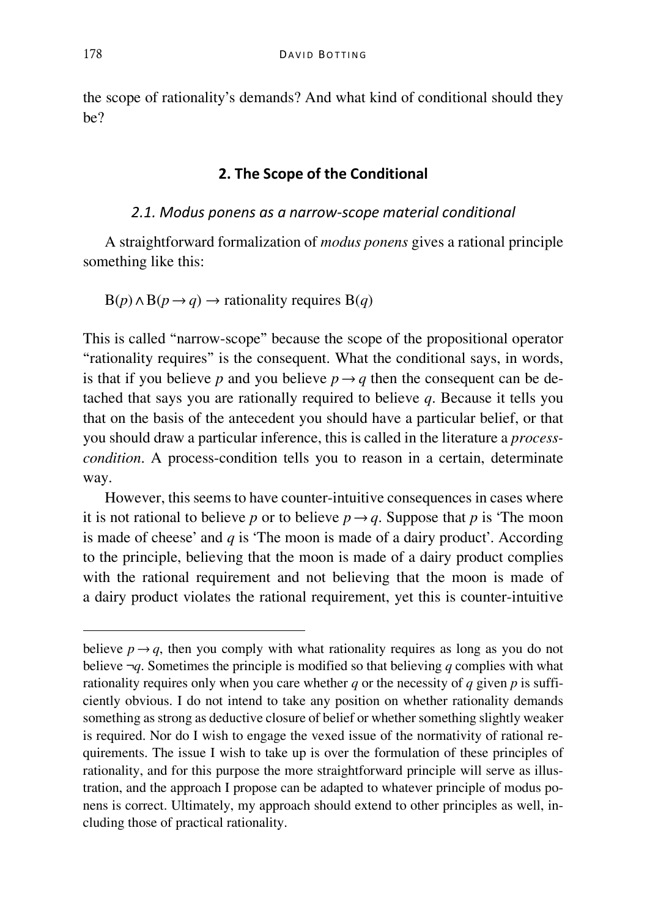the scope of rationality's demands? And what kind of conditional should they be?

## 2. The Scope of the Conditional

### *2.1. Modus ponens as a narrow-scope material conditional*

A straightforward formalization of *modus ponens* gives a rational principle something like this:

$B(p) \wedge B(p \rightarrow q) \rightarrow$ rationality requires $B(q)$

This is called "narrow-scope" because the scope of the propositional operator "rationality requires" is the consequent. What the conditional says, in words, is that if you believe $p$ and you believe $p \rightarrow q$ then the consequent can be detached that says you are rationally required to believe $q$. Because it tells you that on the basis of the antecedent you should have a particular belief, or that you should draw a particular inference, this is called in the literature a *process-condition*. A process-condition tells you to reason in a certain, determinate way.

However, this seems to have counter-intuitive consequences in cases where it is not rational to believe $p$ or to believe $p \rightarrow q$. Suppose that $p$ is 'The moon is made of cheese' and $q$ is 'The moon is made of a dairy product'. According to the principle, believing that the moon is made of a dairy product complies with the rational requirement and not believing that the moon is made of a dairy product violates the rational requirement, yet this is counter-intuitive

---

believe $p \rightarrow q$, then you comply with what rationality requires as long as you do not believe $\neg q$. Sometimes the principle is modified so that believing $q$ complies with what rationality requires only when you care whether $q$ or the necessity of $q$ given $p$ is sufficiently obvious. I do not intend to take any position on whether rationality demands something as strong as deductive closure of belief or whether something slightly weaker is required. Nor do I wish to engage the vexed issue of the normativity of rational requirements. The issue I wish to take up is over the formulation of these principles of rationality, and for this purpose the more straightforward principle will serve as illustration, and the approach I propose can be adapted to whatever principle of modus ponens is correct. Ultimately, my approach should extend to other principles as well, including those of practical rationality.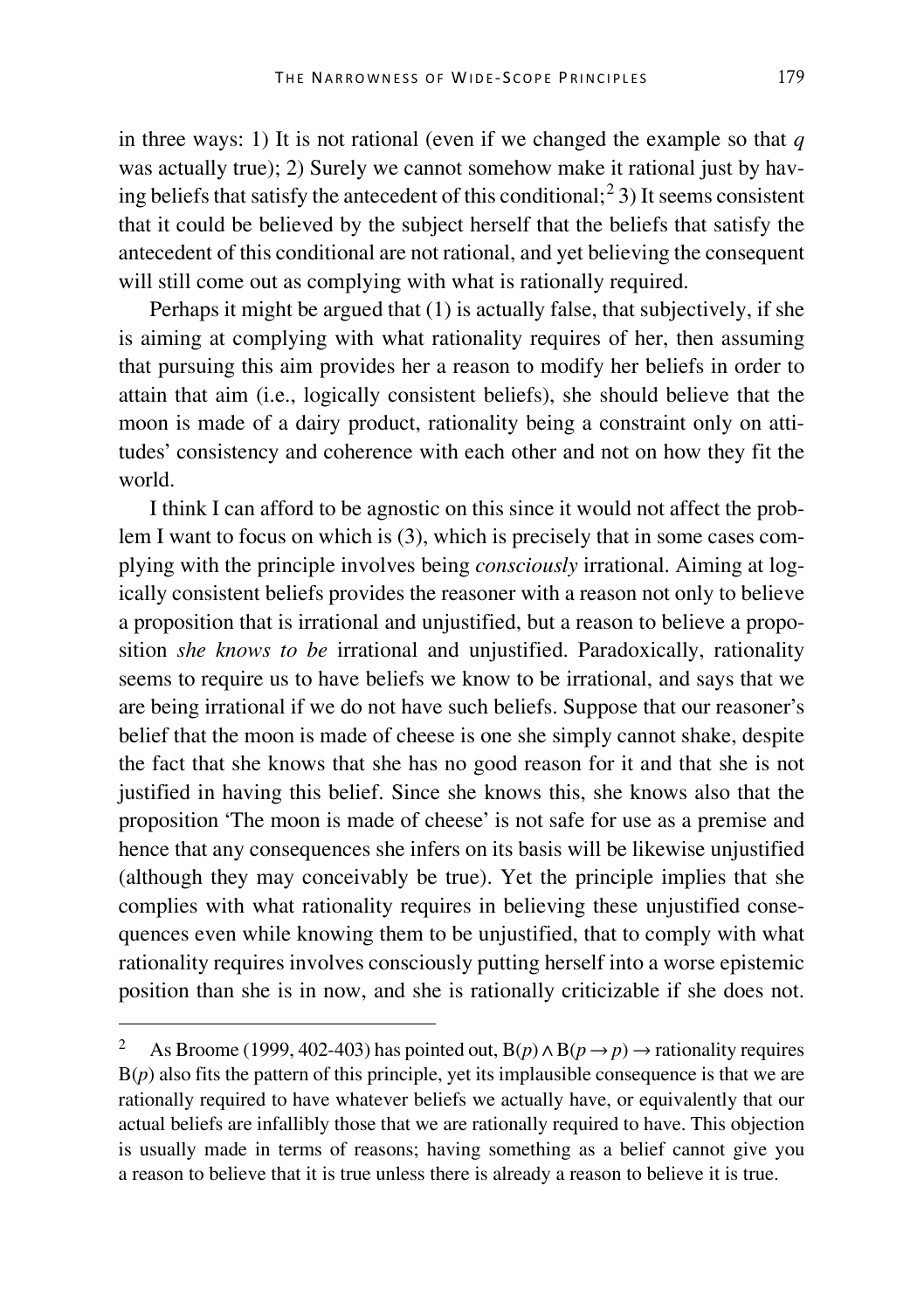in three ways: 1) It is not rational (even if we changed the example so that *q* was actually true); 2) Surely we cannot somehow make it rational just by having beliefs that satisfy the antecedent of this conditional;[2] 3) It seems consistent that it could be believed by the subject herself that the beliefs that satisfy the antecedent of this conditional are not rational, and yet believing the consequent will still come out as complying with what is rationally required.

Perhaps it might be argued that (1) is actually false, that subjectively, if she is aiming at complying with what rationality requires of her, then assuming that pursuing this aim provides her a reason to modify her beliefs in order to attain that aim (i.e., logically consistent beliefs), she should believe that the moon is made of a dairy product, rationality being a constraint only on attitudes' consistency and coherence with each other and not on how they fit the world.

I think I can afford to be agnostic on this since it would not affect the problem I want to focus on which is (3), which is precisely that in some cases complying with the principle involves being *consciously* irrational. Aiming at logically consistent beliefs provides the reasoner with a reason not only to believe a proposition that is irrational and unjustified, but a reason to believe a proposition *she knows to be* irrational and unjustified. Paradoxically, rationality seems to require us to have beliefs we know to be irrational, and says that we are being irrational if we do not have such beliefs. Suppose that our reasoner's belief that the moon is made of cheese is one she simply cannot shake, despite the fact that she knows that she has no good reason for it and that she is not justified in having this belief. Since she knows this, she knows also that the proposition 'The moon is made of cheese' is not safe for use as a premise and hence that any consequences she infers on its basis will be likewise unjustified (although they may conceivably be true). Yet the principle implies that she complies with what rationality requires in believing these unjustified consequences even while knowing them to be unjustified, that to comply with what rationality requires involves consciously putting herself into a worse epistemic position than she is in now, and she is rationally criticizable if she does not.

---

[2] As Broome (1999, 402-403) has pointed out, $B(p) \wedge B(p \rightarrow p) \rightarrow$ rationality requires $B(p)$ also fits the pattern of this principle, yet its implausible consequence is that we are rationally required to have whatever beliefs we actually have, or equivalently that our actual beliefs are infallibly those that we are rationally required to have. This objection is usually made in terms of reasons; having something as a belief cannot give you a reason to believe that it is true unless there is already a reason to believe it is true.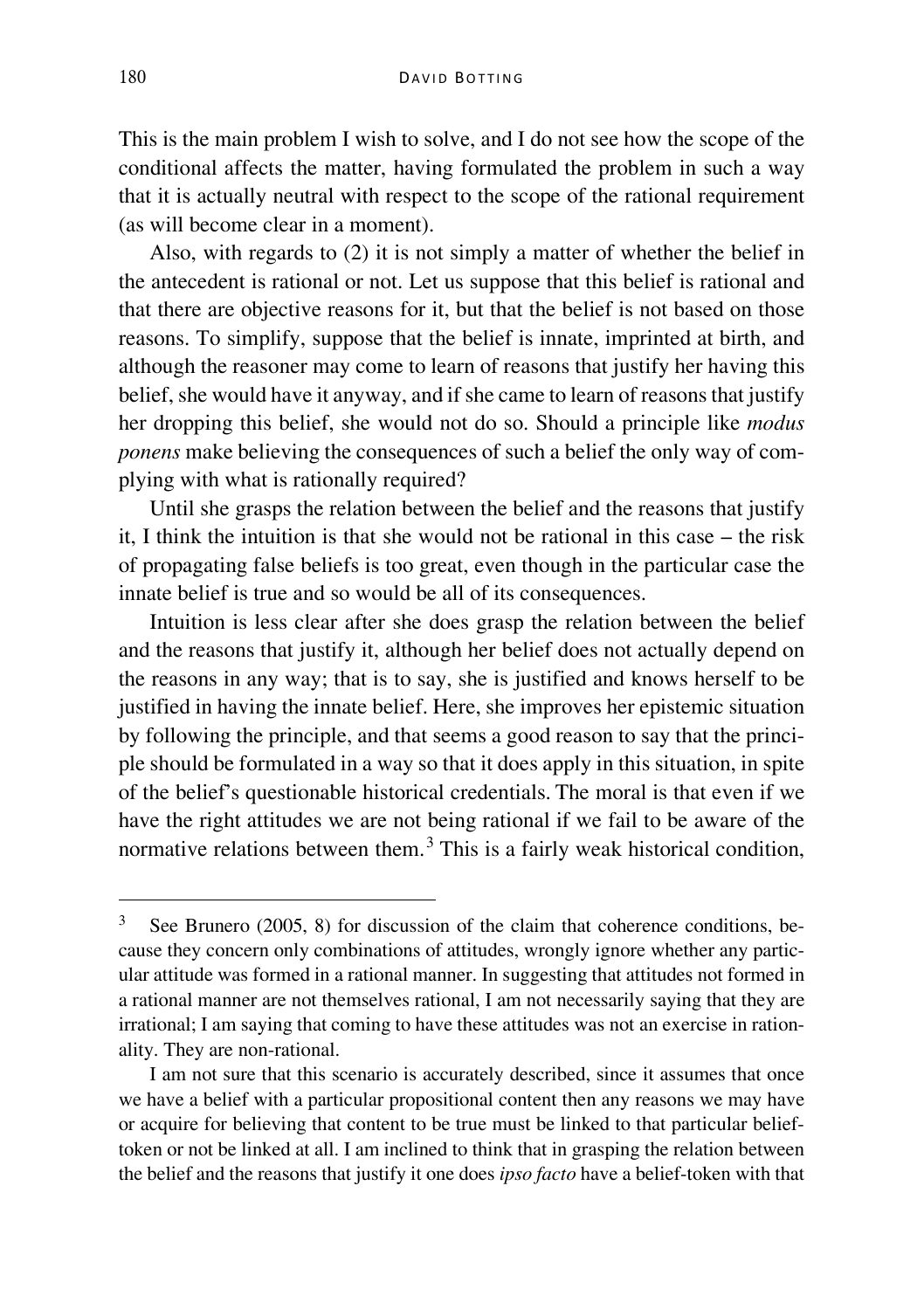This is the main problem I wish to solve, and I do not see how the scope of the conditional affects the matter, having formulated the problem in such a way that it is actually neutral with respect to the scope of the rational requirement (as will become clear in a moment).

Also, with regards to (2) it is not simply a matter of whether the belief in the antecedent is rational or not. Let us suppose that this belief is rational and that there are objective reasons for it, but that the belief is not based on those reasons. To simplify, suppose that the belief is innate, imprinted at birth, and although the reasoner may come to learn of reasons that justify her having this belief, she would have it anyway, and if she came to learn of reasons that justify her dropping this belief, she would not do so. Should a principle like *modus ponens* make believing the consequences of such a belief the only way of complying with what is rationally required?

Until she grasps the relation between the belief and the reasons that justify it, I think the intuition is that she would not be rational in this case – the risk of propagating false beliefs is too great, even though in the particular case the innate belief is true and so would be all of its consequences.

Intuition is less clear after she does grasp the relation between the belief and the reasons that justify it, although her belief does not actually depend on the reasons in any way; that is to say, she is justified and knows herself to be justified in having the innate belief. Here, she improves her epistemic situation by following the principle, and that seems a good reason to say that the principle should be formulated in a way so that it does apply in this situation, in spite of the belief's questionable historical credentials. The moral is that even if we have the right attitudes we are not being rational if we fail to be aware of the normative relations between them.[3] This is a fairly weak historical condition,

[3] See Brunero (2005, 8) for discussion of the claim that coherence conditions, because they concern only combinations of attitudes, wrongly ignore whether any particular attitude was formed in a rational manner. In suggesting that attitudes not formed in a rational manner are not themselves rational, I am not necessarily saying that they are irrational; I am saying that coming to have these attitudes was not an exercise in rationality. They are non-rational.

I am not sure that this scenario is accurately described, since it assumes that once we have a belief with a particular propositional content then any reasons we may have or acquire for believing that content to be true must be linked to that particular belief-token or not be linked at all. I am inclined to think that in grasping the relation between the belief and the reasons that justify it one does *ipso facto* have a belief-token with that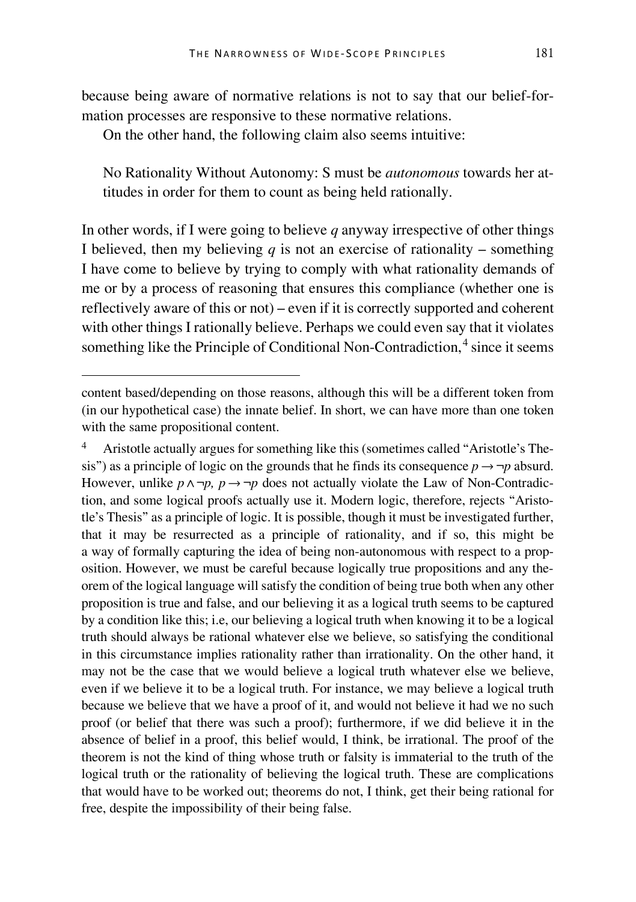because being aware of normative relations is not to say that our belief-formation processes are responsive to these normative relations.

On the other hand, the following claim also seems intuitive:

> No Rationality Without Autonomy: S must be *autonomous* towards her attitudes in order for them to count as being held rationally.

In other words, if I were going to believe *q* anyway irrespective of other things I believed, then my believing *q* is not an exercise of rationality – something I have come to believe by trying to comply with what rationality demands of me or by a process of reasoning that ensures this compliance (whether one is reflectively aware of this or not) – even if it is correctly supported and coherent with other things I rationally believe. Perhaps we could even say that it violates something like the Principle of Conditional Non-Contradiction,[4] since it seems

---

content based/depending on those reasons, although this will be a different token from (in our hypothetical case) the innate belief. In short, we can have more than one token with the same propositional content.

[4] Aristotle actually argues for something like this (sometimes called "Aristotle's Thesis") as a principle of logic on the grounds that he finds its consequence $p \rightarrow \neg p$ absurd. However, unlike $p \wedge \neg p$, $p \rightarrow \neg p$ does not actually violate the Law of Non-Contradiction, and some logical proofs actually use it. Modern logic, therefore, rejects "Aristotle's Thesis" as a principle of logic. It is possible, though it must be investigated further, that it may be resurrected as a principle of rationality, and if so, this might be a way of formally capturing the idea of being non-autonomous with respect to a proposition. However, we must be careful because logically true propositions and any theorem of the logical language will satisfy the condition of being true both when any other proposition is true and false, and our believing it as a logical truth seems to be captured by a condition like this; i.e, our believing a logical truth when knowing it to be a logical truth should always be rational whatever else we believe, so satisfying the conditional in this circumstance implies rationality rather than irrationality. On the other hand, it may not be the case that we would believe a logical truth whatever else we believe, even if we believe it to be a logical truth. For instance, we may believe a logical truth because we believe that we have a proof of it, and would not believe it had we no such proof (or belief that there was such a proof); furthermore, if we did believe it in the absence of belief in a proof, this belief would, I think, be irrational. The proof of the theorem is not the kind of thing whose truth or falsity is immaterial to the truth of the logical truth or the rationality of believing the logical truth. These are complications that would have to be worked out; theorems do not, I think, get their being rational for free, despite the impossibility of their being false.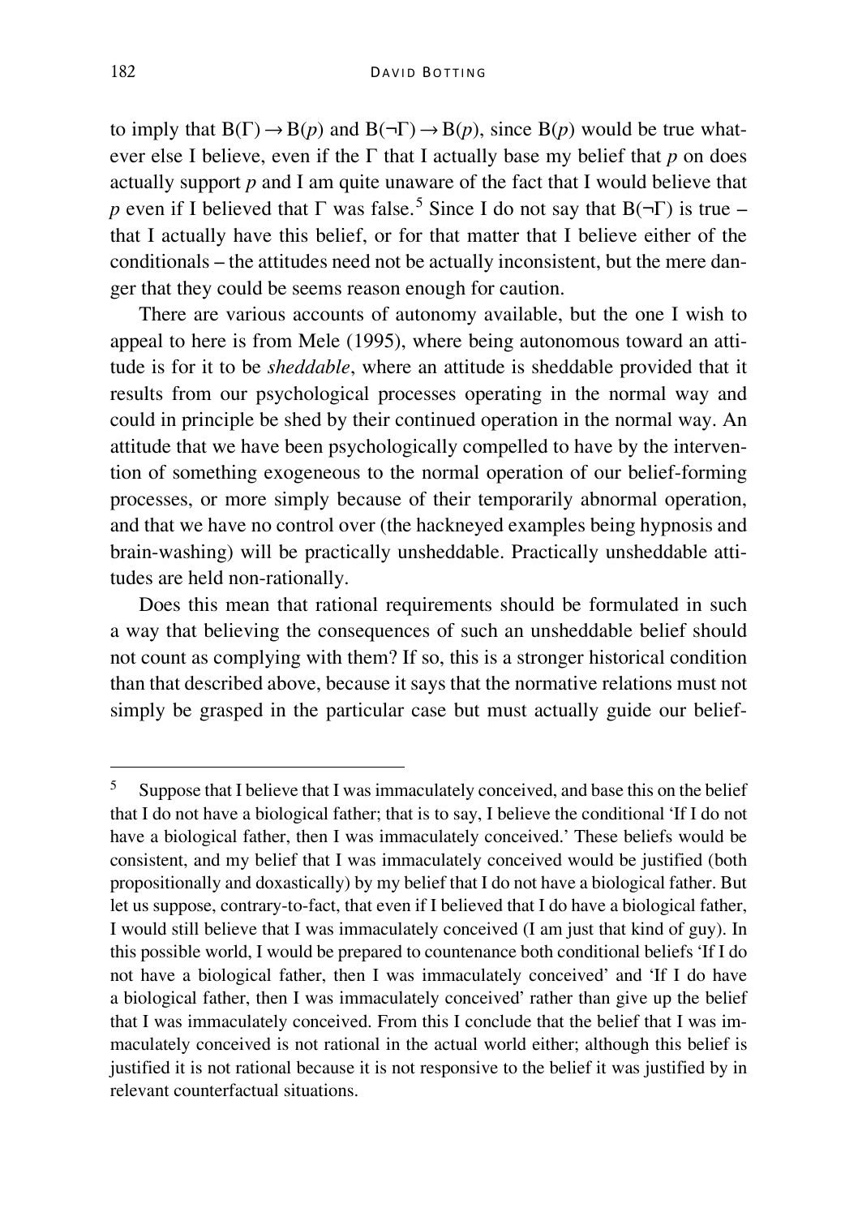to imply that $B(\Gamma) \rightarrow B(p)$ and $B(\neg\Gamma) \rightarrow B(p)$, since $B(p)$ would be true whatever else I believe, even if the $\Gamma$ that I actually base my belief that $p$ on does actually support $p$ and I am quite unaware of the fact that I would believe that $p$ even if I believed that $\Gamma$ was false.[5] Since I do not say that $B(\neg\Gamma)$ is true – that I actually have this belief, or for that matter that I believe either of the conditionals – the attitudes need not be actually inconsistent, but the mere danger that they could be seems reason enough for caution.

There are various accounts of autonomy available, but the one I wish to appeal to here is from Mele (1995), where being autonomous toward an attitude is for it to be *sheddable*, where an attitude is sheddable provided that it results from our psychological processes operating in the normal way and could in principle be shed by their continued operation in the normal way. An attitude that we have been psychologically compelled to have by the intervention of something exogeneous to the normal operation of our belief-forming processes, or more simply because of their temporarily abnormal operation, and that we have no control over (the hackneyed examples being hypnosis and brain-washing) will be practically unsheddable. Practically unsheddable attitudes are held non-rationally.

Does this mean that rational requirements should be formulated in such a way that believing the consequences of such an unsheddable belief should not count as complying with them? If so, this is a stronger historical condition than that described above, because it says that the normative relations must not simply be grasped in the particular case but must actually guide our belief-

[5] Suppose that I believe that I was immaculately conceived, and base this on the belief that I do not have a biological father; that is to say, I believe the conditional 'If I do not have a biological father, then I was immaculately conceived.' These beliefs would be consistent, and my belief that I was immaculately conceived would be justified (both propositionally and doxastically) by my belief that I do not have a biological father. But let us suppose, contrary-to-fact, that even if I believed that I do have a biological father, I would still believe that I was immaculately conceived (I am just that kind of guy). In this possible world, I would be prepared to countenance both conditional beliefs 'If I do not have a biological father, then I was immaculately conceived' and 'If I do have a biological father, then I was immaculately conceived' rather than give up the belief that I was immaculately conceived. From this I conclude that the belief that I was immaculately conceived is not rational in the actual world either; although this belief is justified it is not rational because it is not responsive to the belief it was justified by in relevant counterfactual situations.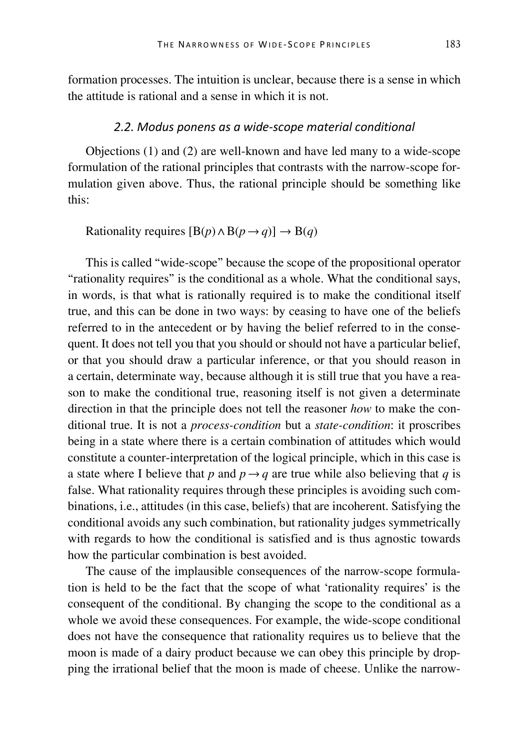formation processes. The intuition is unclear, because there is a sense in which the attitude is rational and a sense in which it is not.

### *2.2. Modus ponens as a wide-scope material conditional*

Objections (1) and (2) are well-known and have led many to a wide-scope formulation of the rational principles that contrasts with the narrow-scope formulation given above. Thus, the rational principle should be something like this:

Rationality requires $[B(p) \wedge B(p \rightarrow q)] \rightarrow B(q)$

This is called "wide-scope" because the scope of the propositional operator "rationality requires" is the conditional as a whole. What the conditional says, in words, is that what is rationally required is to make the conditional itself true, and this can be done in two ways: by ceasing to have one of the beliefs referred to in the antecedent or by having the belief referred to in the consequent. It does not tell you that you should or should not have a particular belief, or that you should draw a particular inference, or that you should reason in a certain, determinate way, because although it is still true that you have a reason to make the conditional true, reasoning itself is not given a determinate direction in that the principle does not tell the reasoner *how* to make the conditional true. It is not a *process-condition* but a *state-condition*: it proscribes being in a state where there is a certain combination of attitudes which would constitute a counter-interpretation of the logical principle, which in this case is a state where I believe that $p$ and $p \rightarrow q$ are true while also believing that $q$ is false. What rationality requires through these principles is avoiding such combinations, i.e., attitudes (in this case, beliefs) that are incoherent. Satisfying the conditional avoids any such combination, but rationality judges symmetrically with regards to how the conditional is satisfied and is thus agnostic towards how the particular combination is best avoided.

The cause of the implausible consequences of the narrow-scope formulation is held to be the fact that the scope of what 'rationality requires' is the consequent of the conditional. By changing the scope to the conditional as a whole we avoid these consequences. For example, the wide-scope conditional does not have the consequence that rationality requires us to believe that the moon is made of a dairy product because we can obey this principle by dropping the irrational belief that the moon is made of cheese. Unlike the narrow-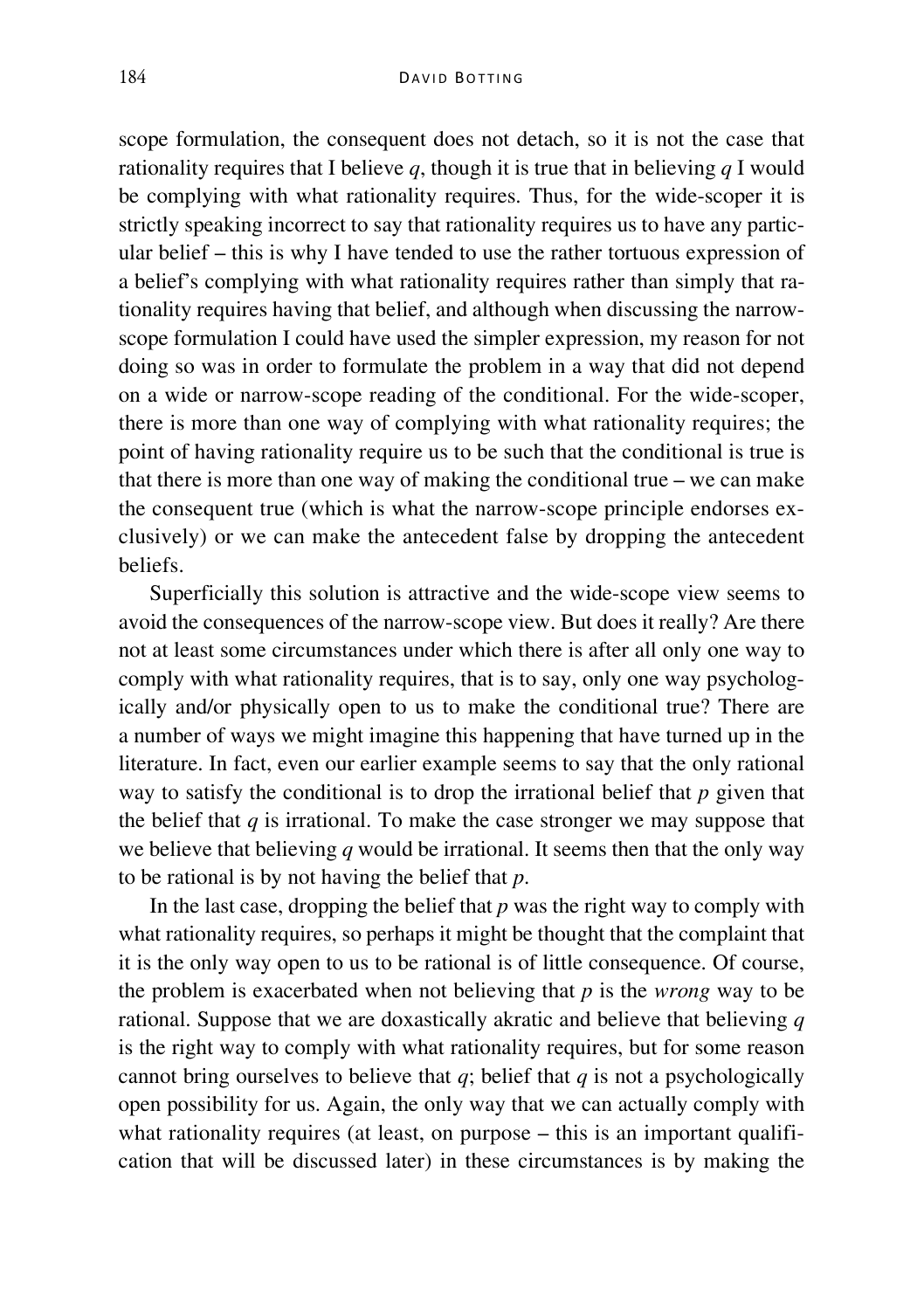scope formulation, the consequent does not detach, so it is not the case that rationality requires that I believe $q$, though it is true that in believing $q$ I would be complying with what rationality requires. Thus, for the wide-scoper it is strictly speaking incorrect to say that rationality requires us to have any particular belief – this is why I have tended to use the rather tortuous expression of a belief's complying with what rationality requires rather than simply that rationality requires having that belief, and although when discussing the narrow-scope formulation I could have used the simpler expression, my reason for not doing so was in order to formulate the problem in a way that did not depend on a wide or narrow-scope reading of the conditional. For the wide-scoper, there is more than one way of complying with what rationality requires; the point of having rationality require us to be such that the conditional is true is that there is more than one way of making the conditional true – we can make the consequent true (which is what the narrow-scope principle endorses exclusively) or we can make the antecedent false by dropping the antecedent beliefs.

Superficially this solution is attractive and the wide-scope view seems to avoid the consequences of the narrow-scope view. But does it really? Are there not at least some circumstances under which there is after all only one way to comply with what rationality requires, that is to say, only one way psychologically and/or physically open to us to make the conditional true? There are a number of ways we might imagine this happening that have turned up in the literature. In fact, even our earlier example seems to say that the only rational way to satisfy the conditional is to drop the irrational belief that $p$ given that the belief that $q$ is irrational. To make the case stronger we may suppose that we believe that believing $q$ would be irrational. It seems then that the only way to be rational is by not having the belief that $p$.

In the last case, dropping the belief that $p$ was the right way to comply with what rationality requires, so perhaps it might be thought that the complaint that it is the only way open to us to be rational is of little consequence. Of course, the problem is exacerbated when not believing that $p$ is the *wrong* way to be rational. Suppose that we are doxastically akratic and believe that believing $q$ is the right way to comply with what rationality requires, but for some reason cannot bring ourselves to believe that $q$; belief that $q$ is not a psychologically open possibility for us. Again, the only way that we can actually comply with what rationality requires (at least, on purpose – this is an important qualification that will be discussed later) in these circumstances is by making the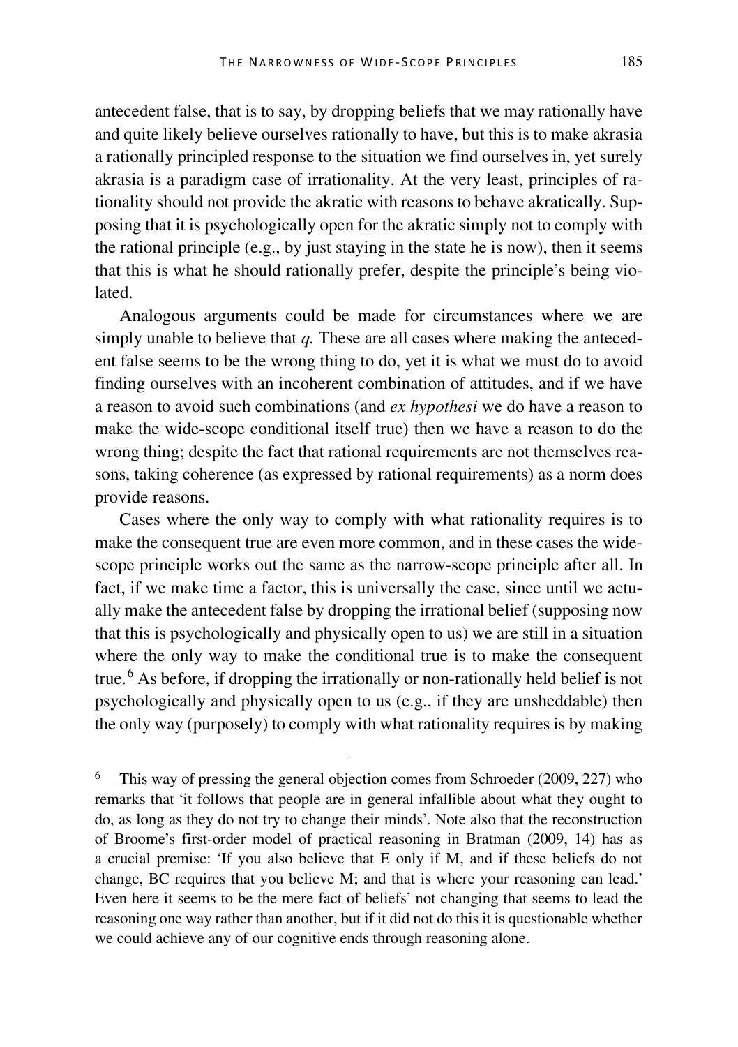antecedent false, that is to say, by dropping beliefs that we may rationally have and quite likely believe ourselves rationally to have, but this is to make akrasia a rationally principled response to the situation we find ourselves in, yet surely akrasia is a paradigm case of irrationality. At the very least, principles of rationality should not provide the akratic with reasons to behave akratically. Supposing that it is psychologically open for the akratic simply not to comply with the rational principle (e.g., by just staying in the state he is now), then it seems that this is what he should rationally prefer, despite the principle's being violated.

Analogous arguments could be made for circumstances where we are simply unable to believe that *q.* These are all cases where making the antecedent false seems to be the wrong thing to do, yet it is what we must do to avoid finding ourselves with an incoherent combination of attitudes, and if we have a reason to avoid such combinations (and *ex hypothesi* we do have a reason to make the wide-scope conditional itself true) then we have a reason to do the wrong thing; despite the fact that rational requirements are not themselves reasons, taking coherence (as expressed by rational requirements) as a norm does provide reasons.

Cases where the only way to comply with what rationality requires is to make the consequent true are even more common, and in these cases the wide-scope principle works out the same as the narrow-scope principle after all. In fact, if we make time a factor, this is universally the case, since until we actually make the antecedent false by dropping the irrational belief (supposing now that this is psychologically and physically open to us) we are still in a situation where the only way to make the conditional true is to make the consequent true.[6] As before, if dropping the irrationally or non-rationally held belief is not psychologically and physically open to us (e.g., if they are unsheddable) then the only way (purposely) to comply with what rationality requires is by making

[6] This way of pressing the general objection comes from Schroeder (2009, 227) who remarks that 'it follows that people are in general infallible about what they ought to do, as long as they do not try to change their minds'. Note also that the reconstruction of Broome's first-order model of practical reasoning in Bratman (2009, 14) has as a crucial premise: 'If you also believe that E only if M, and if these beliefs do not change, BC requires that you believe M; and that is where your reasoning can lead.' Even here it seems to be the mere fact of beliefs' not changing that seems to lead the reasoning one way rather than another, but if it did not do this it is questionable whether we could achieve any of our cognitive ends through reasoning alone.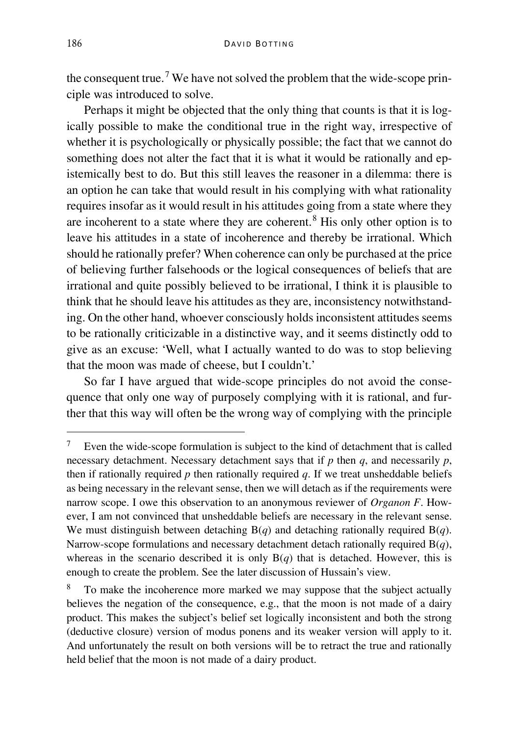the consequent true.[7] We have not solved the problem that the wide-scope principle was introduced to solve.

Perhaps it might be objected that the only thing that counts is that it is logically possible to make the conditional true in the right way, irrespective of whether it is psychologically or physically possible; the fact that we cannot do something does not alter the fact that it is what it would be rationally and epistemically best to do. But this still leaves the reasoner in a dilemma: there is an option he can take that would result in his complying with what rationality requires insofar as it would result in his attitudes going from a state where they are incoherent to a state where they are coherent.[8] His only other option is to leave his attitudes in a state of incoherence and thereby be irrational. Which should he rationally prefer? When coherence can only be purchased at the price of believing further falsehoods or the logical consequences of beliefs that are irrational and quite possibly believed to be irrational, I think it is plausible to think that he should leave his attitudes as they are, inconsistency notwithstanding. On the other hand, whoever consciously holds inconsistent attitudes seems to be rationally criticizable in a distinctive way, and it seems distinctly odd to give as an excuse: 'Well, what I actually wanted to do was to stop believing that the moon was made of cheese, but I couldn't.'

So far I have argued that wide-scope principles do not avoid the consequence that only one way of purposely complying with it is rational, and further that this way will often be the wrong way of complying with the principle

---

[7] Even the wide-scope formulation is subject to the kind of detachment that is called necessary detachment. Necessary detachment says that if $p$ then $q$, and necessarily $p$, then if rationally required $p$ then rationally required $q$. If we treat unsheddable beliefs as being necessary in the relevant sense, then we will detach as if the requirements were narrow scope. I owe this observation to an anonymous reviewer of *Organon F*. However, I am not convinced that unsheddable beliefs are necessary in the relevant sense. We must distinguish between detaching $B(q)$ and detaching rationally required $B(q)$. Narrow-scope formulations and necessary detachment detach rationally required $B(q)$, whereas in the scenario described it is only $B(q)$ that is detached. However, this is enough to create the problem. See the later discussion of Hussain's view.

[8] To make the incoherence more marked we may suppose that the subject actually believes the negation of the consequence, e.g., that the moon is not made of a dairy product. This makes the subject's belief set logically inconsistent and both the strong (deductive closure) version of modus ponens and its weaker version will apply to it. And unfortunately the result on both versions will be to retract the true and rationally held belief that the moon is not made of a dairy product.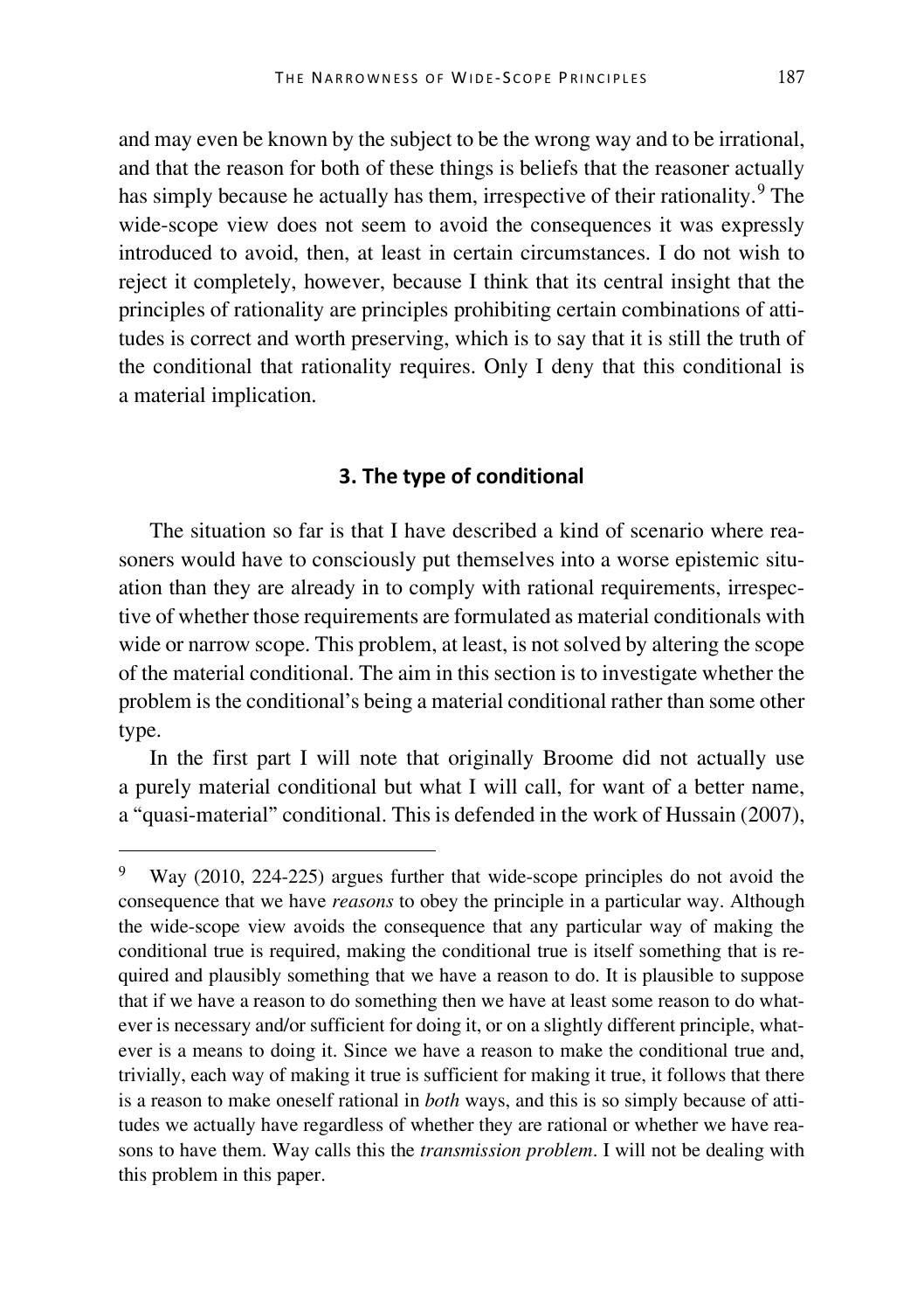and may even be known by the subject to be the wrong way and to be irrational, and that the reason for both of these things is beliefs that the reasoner actually has simply because he actually has them, irrespective of their rationality.[9] The wide-scope view does not seem to avoid the consequences it was expressly introduced to avoid, then, at least in certain circumstances. I do not wish to reject it completely, however, because I think that its central insight that the principles of rationality are principles prohibiting certain combinations of attitudes is correct and worth preserving, which is to say that it is still the truth of the conditional that rationality requires. Only I deny that this conditional is a material implication.

## 3. The type of conditional

The situation so far is that I have described a kind of scenario where reasoners would have to consciously put themselves into a worse epistemic situation than they are already in to comply with rational requirements, irrespective of whether those requirements are formulated as material conditionals with wide or narrow scope. This problem, at least, is not solved by altering the scope of the material conditional. The aim in this section is to investigate whether the problem is the conditional's being a material conditional rather than some other type.

In the first part I will note that originally Broome did not actually use a purely material conditional but what I will call, for want of a better name, a "quasi-material" conditional. This is defended in the work of Hussain (2007),

[9] Way (2010, 224-225) argues further that wide-scope principles do not avoid the consequence that we have *reasons* to obey the principle in a particular way. Although the wide-scope view avoids the consequence that any particular way of making the conditional true is required, making the conditional true is itself something that is required and plausibly something that we have a reason to do. It is plausible to suppose that if we have a reason to do something then we have at least some reason to do whatever is necessary and/or sufficient for doing it, or on a slightly different principle, whatever is a means to doing it. Since we have a reason to make the conditional true and, trivially, each way of making it true is sufficient for making it true, it follows that there is a reason to make oneself rational in *both* ways, and this is so simply because of attitudes we actually have regardless of whether they are rational or whether we have reasons to have them. Way calls this the *transmission problem*. I will not be dealing with this problem in this paper.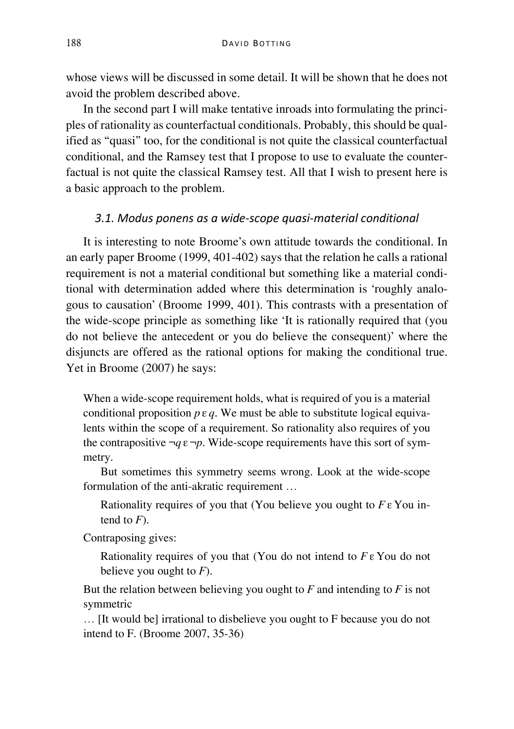whose views will be discussed in some detail. It will be shown that he does not avoid the problem described above.

In the second part I will make tentative inroads into formulating the principles of rationality as counterfactual conditionals. Probably, this should be qualified as "quasi" too, for the conditional is not quite the classical counterfactual conditional, and the Ramsey test that I propose to use to evaluate the counterfactual is not quite the classical Ramsey test. All that I wish to present here is a basic approach to the problem.

### *3.1. Modus ponens as a wide-scope quasi-material conditional*

It is interesting to note Broome's own attitude towards the conditional. In an early paper Broome (1999, 401-402) says that the relation he calls a rational requirement is not a material conditional but something like a material conditional with determination added where this determination is 'roughly analogous to causation' (Broome 1999, 401). This contrasts with a presentation of the wide-scope principle as something like 'It is rationally required that (you do not believe the antecedent or you do believe the consequent)' where the disjuncts are offered as the rational options for making the conditional true. Yet in Broome (2007) he says:

> When a wide-scope requirement holds, what is required of you is a material conditional proposition $p\, \varepsilon\, q$. We must be able to substitute logical equivalents within the scope of a requirement. So rationality also requires of you the contrapositive $\neg q\, \varepsilon\, \neg p$. Wide-scope requirements have this sort of symmetry.
>
> But sometimes this symmetry seems wrong. Look at the wide-scope formulation of the anti-akratic requirement …
>
> > Rationality requires of you that (You believe you ought to $F\, \varepsilon$ You intend to $F$).
>
> Contraposing gives:
>
> > Rationality requires of you that (You do not intend to $F\, \varepsilon$ You do not believe you ought to $F$).
>
> But the relation between believing you ought to $F$ and intending to $F$ is not symmetric
>
> … [It would be] irrational to disbelieve you ought to F because you do not intend to F. (Broome 2007, 35-36)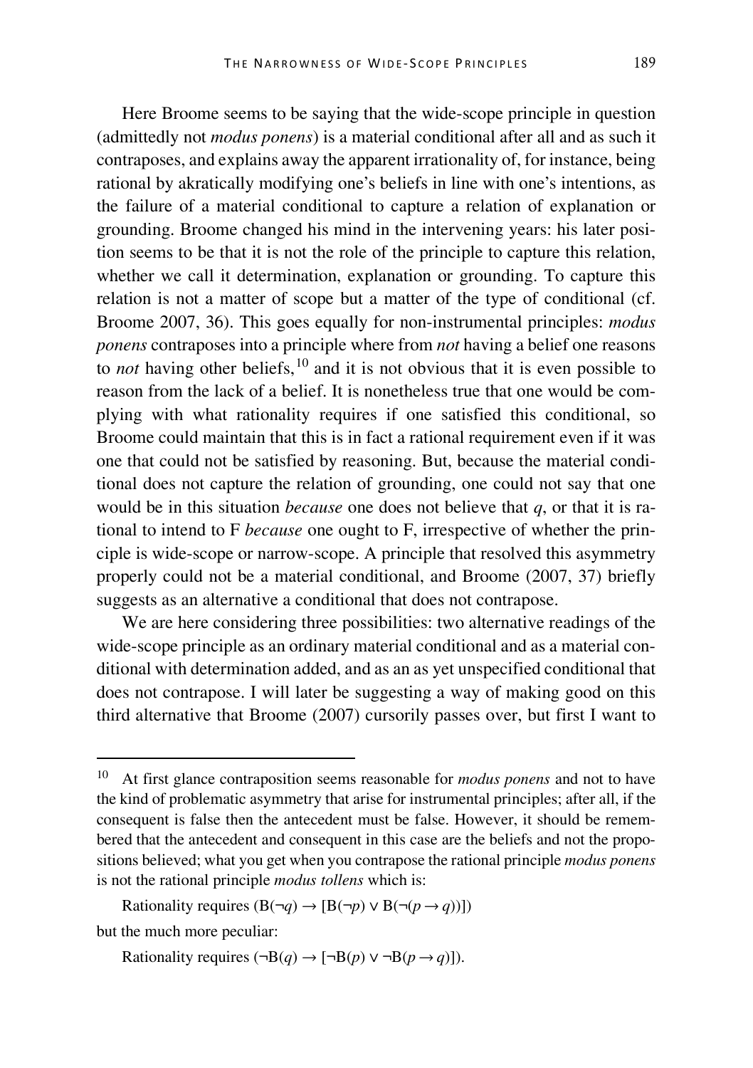Here Broome seems to be saying that the wide-scope principle in question (admittedly not *modus ponens*) is a material conditional after all and as such it contraposes, and explains away the apparent irrationality of, for instance, being rational by akratically modifying one's beliefs in line with one's intentions, as the failure of a material conditional to capture a relation of explanation or grounding. Broome changed his mind in the intervening years: his later position seems to be that it is not the role of the principle to capture this relation, whether we call it determination, explanation or grounding. To capture this relation is not a matter of scope but a matter of the type of conditional (cf. Broome 2007, 36). This goes equally for non-instrumental principles: *modus ponens* contraposes into a principle where from *not* having a belief one reasons to *not* having other beliefs,[10] and it is not obvious that it is even possible to reason from the lack of a belief. It is nonetheless true that one would be complying with what rationality requires if one satisfied this conditional, so Broome could maintain that this is in fact a rational requirement even if it was one that could not be satisfied by reasoning. But, because the material conditional does not capture the relation of grounding, one could not say that one would be in this situation *because* one does not believe that $q$, or that it is rational to intend to F *because* one ought to F, irrespective of whether the principle is wide-scope or narrow-scope. A principle that resolved this asymmetry properly could not be a material conditional, and Broome (2007, 37) briefly suggests as an alternative a conditional that does not contrapose.

We are here considering three possibilities: two alternative readings of the wide-scope principle as an ordinary material conditional and as a material conditional with determination added, and as an as yet unspecified conditional that does not contrapose. I will later be suggesting a way of making good on this third alternative that Broome (2007) cursorily passes over, but first I want to

---

[10] At first glance contraposition seems reasonable for *modus ponens* and not to have the kind of problematic asymmetry that arise for instrumental principles; after all, if the consequent is false then the antecedent must be false. However, it should be remembered that the antecedent and consequent in this case are the beliefs and not the propositions believed; what you get when you contrapose the rational principle *modus ponens* is not the rational principle *modus tollens* which is:

Rationality requires $(B(\neg q) \rightarrow [B(\neg p) \vee B(\neg(p \rightarrow q))])$

but the much more peculiar:

Rationality requires $(\neg B(q) \rightarrow [\neg B(p) \vee \neg B(p \rightarrow q)])$.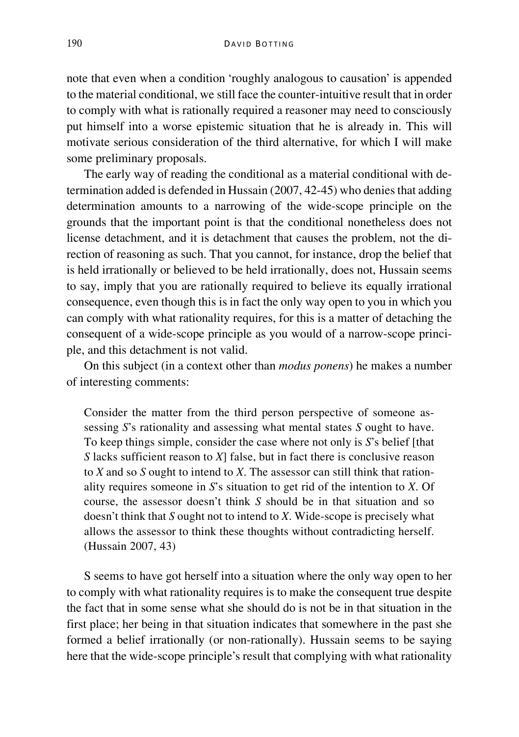note that even when a condition 'roughly analogous to causation' is appended to the material conditional, we still face the counter-intuitive result that in order to comply with what is rationally required a reasoner may need to consciously put himself into a worse epistemic situation that he is already in. This will motivate serious consideration of the third alternative, for which I will make some preliminary proposals.

The early way of reading the conditional as a material conditional with determination added is defended in Hussain (2007, 42-45) who denies that adding determination amounts to a narrowing of the wide-scope principle on the grounds that the important point is that the conditional nonetheless does not license detachment, and it is detachment that causes the problem, not the direction of reasoning as such. That you cannot, for instance, drop the belief that is held irrationally or believed to be held irrationally, does not, Hussain seems to say, imply that you are rationally required to believe its equally irrational consequence, even though this is in fact the only way open to you in which you can comply with what rationality requires, for this is a matter of detaching the consequent of a wide-scope principle as you would of a narrow-scope principle, and this detachment is not valid.

On this subject (in a context other than *modus ponens*) he makes a number of interesting comments:

> Consider the matter from the third person perspective of someone assessing *S*'s rationality and assessing what mental states *S* ought to have. To keep things simple, consider the case where not only is *S*'s belief [that *S* lacks sufficient reason to *X*] false, but in fact there is conclusive reason to *X* and so *S* ought to intend to *X*. The assessor can still think that rationality requires someone in *S*'s situation to get rid of the intention to *X*. Of course, the assessor doesn't think *S* should be in that situation and so doesn't think that *S* ought not to intend to *X*. Wide-scope is precisely what allows the assessor to think these thoughts without contradicting herself. (Hussain 2007, 43)

S seems to have got herself into a situation where the only way open to her to comply with what rationality requires is to make the consequent true despite the fact that in some sense what she should do is not be in that situation in the first place; her being in that situation indicates that somewhere in the past she formed a belief irrationally (or non-rationally). Hussain seems to be saying here that the wide-scope principle's result that complying with what rationality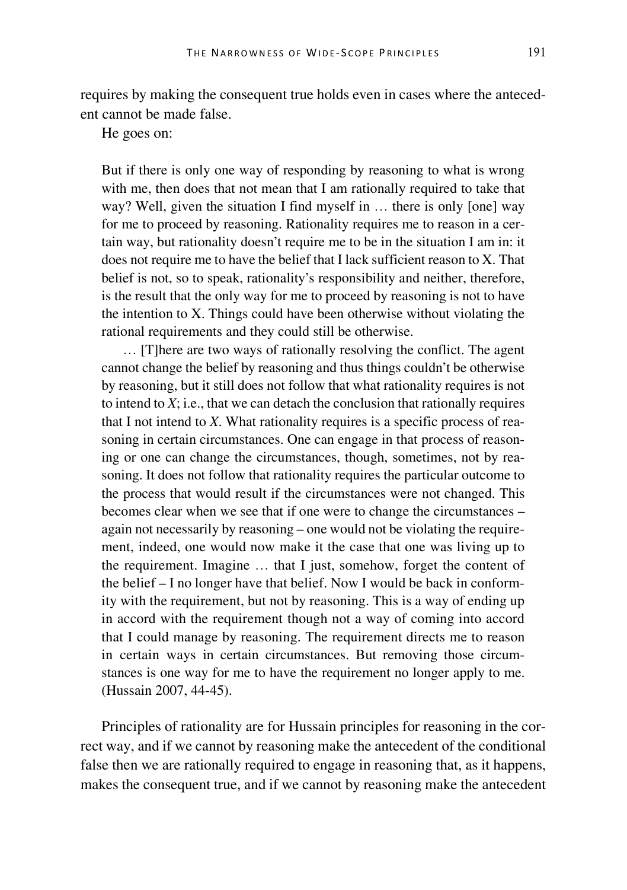requires by making the consequent true holds even in cases where the antecedent cannot be made false.

He goes on:

> But if there is only one way of responding by reasoning to what is wrong with me, then does that not mean that I am rationally required to take that way? Well, given the situation I find myself in … there is only [one] way for me to proceed by reasoning. Rationality requires me to reason in a certain way, but rationality doesn't require me to be in the situation I am in: it does not require me to have the belief that I lack sufficient reason to X. That belief is not, so to speak, rationality's responsibility and neither, therefore, is the result that the only way for me to proceed by reasoning is not to have the intention to X. Things could have been otherwise without violating the rational requirements and they could still be otherwise.
>
> … [T]here are two ways of rationally resolving the conflict. The agent cannot change the belief by reasoning and thus things couldn't be otherwise by reasoning, but it still does not follow that what rationality requires is not to intend to *X*; i.e., that we can detach the conclusion that rationally requires that I not intend to *X*. What rationality requires is a specific process of reasoning in certain circumstances. One can engage in that process of reasoning or one can change the circumstances, though, sometimes, not by reasoning. It does not follow that rationality requires the particular outcome to the process that would result if the circumstances were not changed. This becomes clear when we see that if one were to change the circumstances – again not necessarily by reasoning – one would not be violating the requirement, indeed, one would now make it the case that one was living up to the requirement. Imagine … that I just, somehow, forget the content of the belief – I no longer have that belief. Now I would be back in conformity with the requirement, but not by reasoning. This is a way of ending up in accord with the requirement though not a way of coming into accord that I could manage by reasoning. The requirement directs me to reason in certain ways in certain circumstances. But removing those circumstances is one way for me to have the requirement no longer apply to me. (Hussain 2007, 44-45).

Principles of rationality are for Hussain principles for reasoning in the correct way, and if we cannot by reasoning make the antecedent of the conditional false then we are rationally required to engage in reasoning that, as it happens, makes the consequent true, and if we cannot by reasoning make the antecedent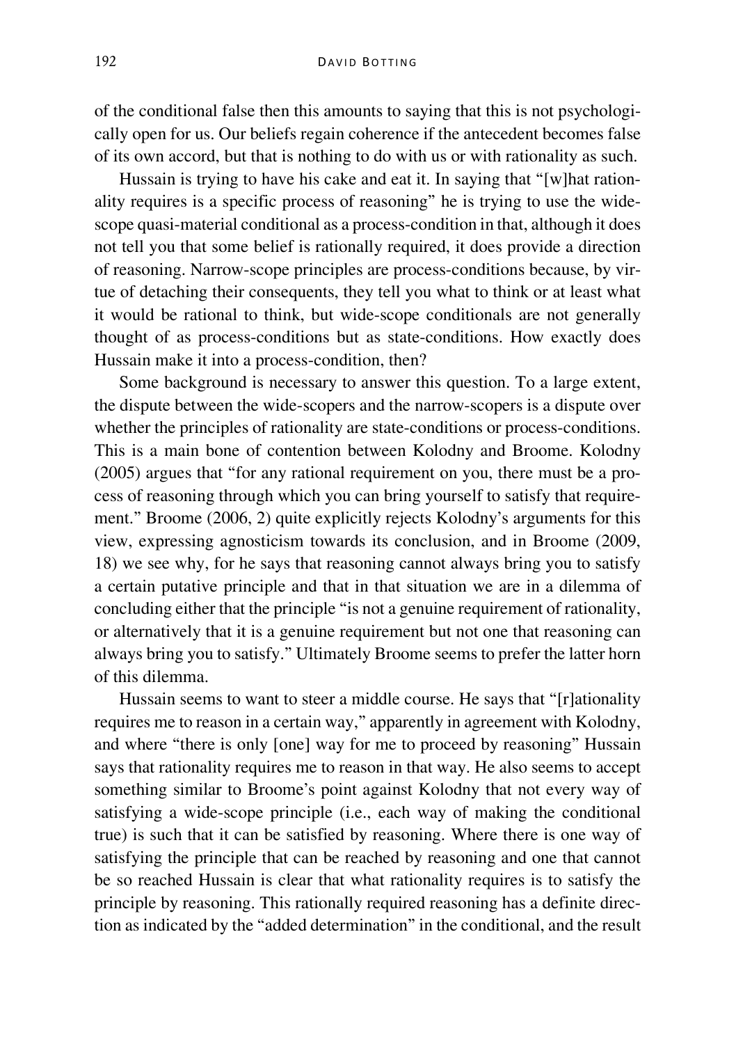of the conditional false then this amounts to saying that this is not psychologically open for us. Our beliefs regain coherence if the antecedent becomes false of its own accord, but that is nothing to do with us or with rationality as such.

Hussain is trying to have his cake and eat it. In saying that "[w]hat rationality requires is a specific process of reasoning" he is trying to use the wide-scope quasi-material conditional as a process-condition in that, although it does not tell you that some belief is rationally required, it does provide a direction of reasoning. Narrow-scope principles are process-conditions because, by virtue of detaching their consequents, they tell you what to think or at least what it would be rational to think, but wide-scope conditionals are not generally thought of as process-conditions but as state-conditions. How exactly does Hussain make it into a process-condition, then?

Some background is necessary to answer this question. To a large extent, the dispute between the wide-scopers and the narrow-scopers is a dispute over whether the principles of rationality are state-conditions or process-conditions. This is a main bone of contention between Kolodny and Broome. Kolodny (2005) argues that "for any rational requirement on you, there must be a process of reasoning through which you can bring yourself to satisfy that requirement." Broome (2006, 2) quite explicitly rejects Kolodny's arguments for this view, expressing agnosticism towards its conclusion, and in Broome (2009, 18) we see why, for he says that reasoning cannot always bring you to satisfy a certain putative principle and that in that situation we are in a dilemma of concluding either that the principle "is not a genuine requirement of rationality, or alternatively that it is a genuine requirement but not one that reasoning can always bring you to satisfy." Ultimately Broome seems to prefer the latter horn of this dilemma.

Hussain seems to want to steer a middle course. He says that "[r]ationality requires me to reason in a certain way," apparently in agreement with Kolodny, and where "there is only [one] way for me to proceed by reasoning" Hussain says that rationality requires me to reason in that way. He also seems to accept something similar to Broome's point against Kolodny that not every way of satisfying a wide-scope principle (i.e., each way of making the conditional true) is such that it can be satisfied by reasoning. Where there is one way of satisfying the principle that can be reached by reasoning and one that cannot be so reached Hussain is clear that what rationality requires is to satisfy the principle by reasoning. This rationally required reasoning has a definite direction as indicated by the "added determination" in the conditional, and the result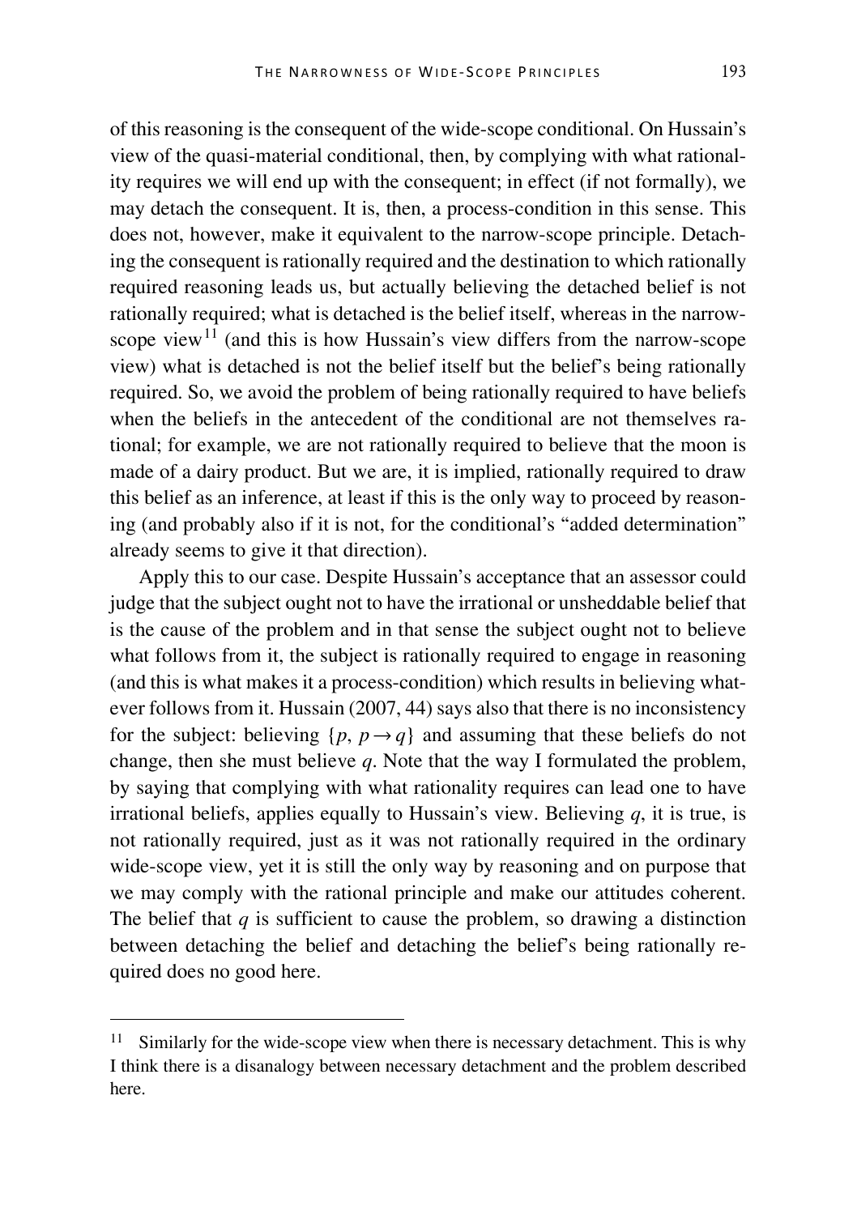of this reasoning is the consequent of the wide-scope conditional. On Hussain's view of the quasi-material conditional, then, by complying with what rationality requires we will end up with the consequent; in effect (if not formally), we may detach the consequent. It is, then, a process-condition in this sense. This does not, however, make it equivalent to the narrow-scope principle. Detaching the consequent is rationally required and the destination to which rationally required reasoning leads us, but actually believing the detached belief is not rationally required; what is detached is the belief itself, whereas in the narrow-scope view[11] (and this is how Hussain's view differs from the narrow-scope view) what is detached is not the belief itself but the belief's being rationally required. So, we avoid the problem of being rationally required to have beliefs when the beliefs in the antecedent of the conditional are not themselves rational; for example, we are not rationally required to believe that the moon is made of a dairy product. But we are, it is implied, rationally required to draw this belief as an inference, at least if this is the only way to proceed by reasoning (and probably also if it is not, for the conditional's "added determination" already seems to give it that direction).

Apply this to our case. Despite Hussain's acceptance that an assessor could judge that the subject ought not to have the irrational or unsheddable belief that is the cause of the problem and in that sense the subject ought not to believe what follows from it, the subject is rationally required to engage in reasoning (and this is what makes it a process-condition) which results in believing whatever follows from it. Hussain (2007, 44) says also that there is no inconsistency for the subject: believing $\{p, p \rightarrow q\}$ and assuming that these beliefs do not change, then she must believe $q$. Note that the way I formulated the problem, by saying that complying with what rationality requires can lead one to have irrational beliefs, applies equally to Hussain's view. Believing $q$, it is true, is not rationally required, just as it was not rationally required in the ordinary wide-scope view, yet it is still the only way by reasoning and on purpose that we may comply with the rational principle and make our attitudes coherent. The belief that $q$ is sufficient to cause the problem, so drawing a distinction between detaching the belief and detaching the belief's being rationally required does no good here.

---

[11] Similarly for the wide-scope view when there is necessary detachment. This is why I think there is a disanalogy between necessary detachment and the problem described here.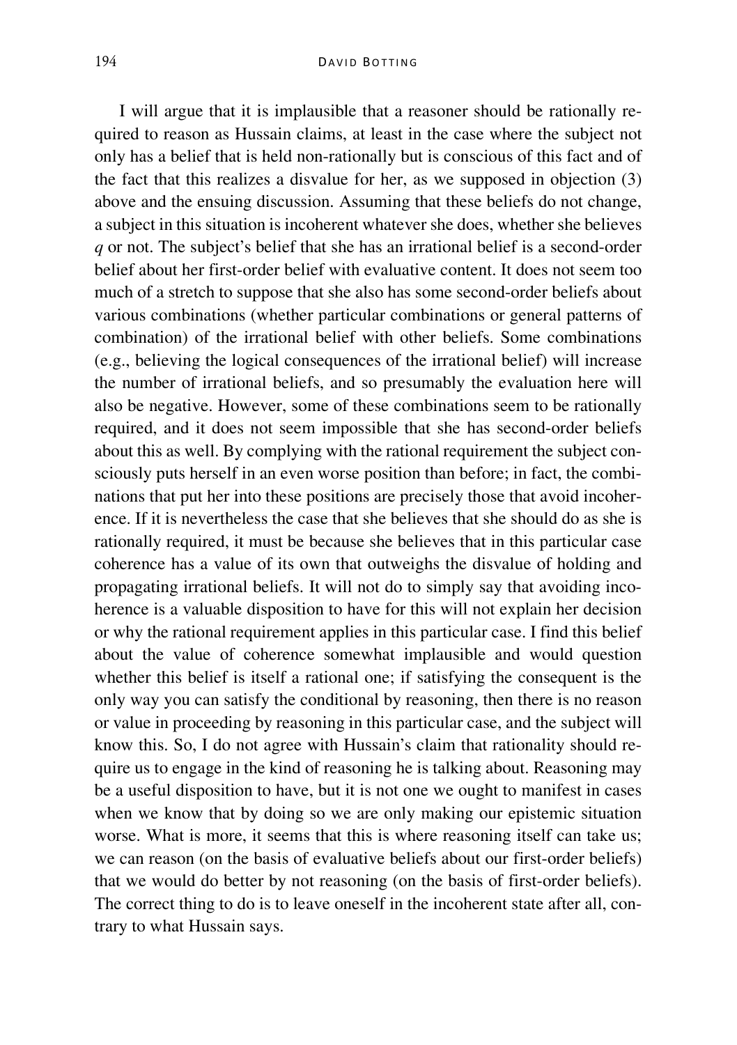I will argue that it is implausible that a reasoner should be rationally required to reason as Hussain claims, at least in the case where the subject not only has a belief that is held non-rationally but is conscious of this fact and of the fact that this realizes a disvalue for her, as we supposed in objection (3) above and the ensuing discussion. Assuming that these beliefs do not change, a subject in this situation is incoherent whatever she does, whether she believes *q* or not. The subject's belief that she has an irrational belief is a second-order belief about her first-order belief with evaluative content. It does not seem too much of a stretch to suppose that she also has some second-order beliefs about various combinations (whether particular combinations or general patterns of combination) of the irrational belief with other beliefs. Some combinations (e.g., believing the logical consequences of the irrational belief) will increase the number of irrational beliefs, and so presumably the evaluation here will also be negative. However, some of these combinations seem to be rationally required, and it does not seem impossible that she has second-order beliefs about this as well. By complying with the rational requirement the subject consciously puts herself in an even worse position than before; in fact, the combinations that put her into these positions are precisely those that avoid incoherence. If it is nevertheless the case that she believes that she should do as she is rationally required, it must be because she believes that in this particular case coherence has a value of its own that outweighs the disvalue of holding and propagating irrational beliefs. It will not do to simply say that avoiding incoherence is a valuable disposition to have for this will not explain her decision or why the rational requirement applies in this particular case. I find this belief about the value of coherence somewhat implausible and would question whether this belief is itself a rational one; if satisfying the consequent is the only way you can satisfy the conditional by reasoning, then there is no reason or value in proceeding by reasoning in this particular case, and the subject will know this. So, I do not agree with Hussain's claim that rationality should require us to engage in the kind of reasoning he is talking about. Reasoning may be a useful disposition to have, but it is not one we ought to manifest in cases when we know that by doing so we are only making our epistemic situation worse. What is more, it seems that this is where reasoning itself can take us; we can reason (on the basis of evaluative beliefs about our first-order beliefs) that we would do better by not reasoning (on the basis of first-order beliefs). The correct thing to do is to leave oneself in the incoherent state after all, contrary to what Hussain says.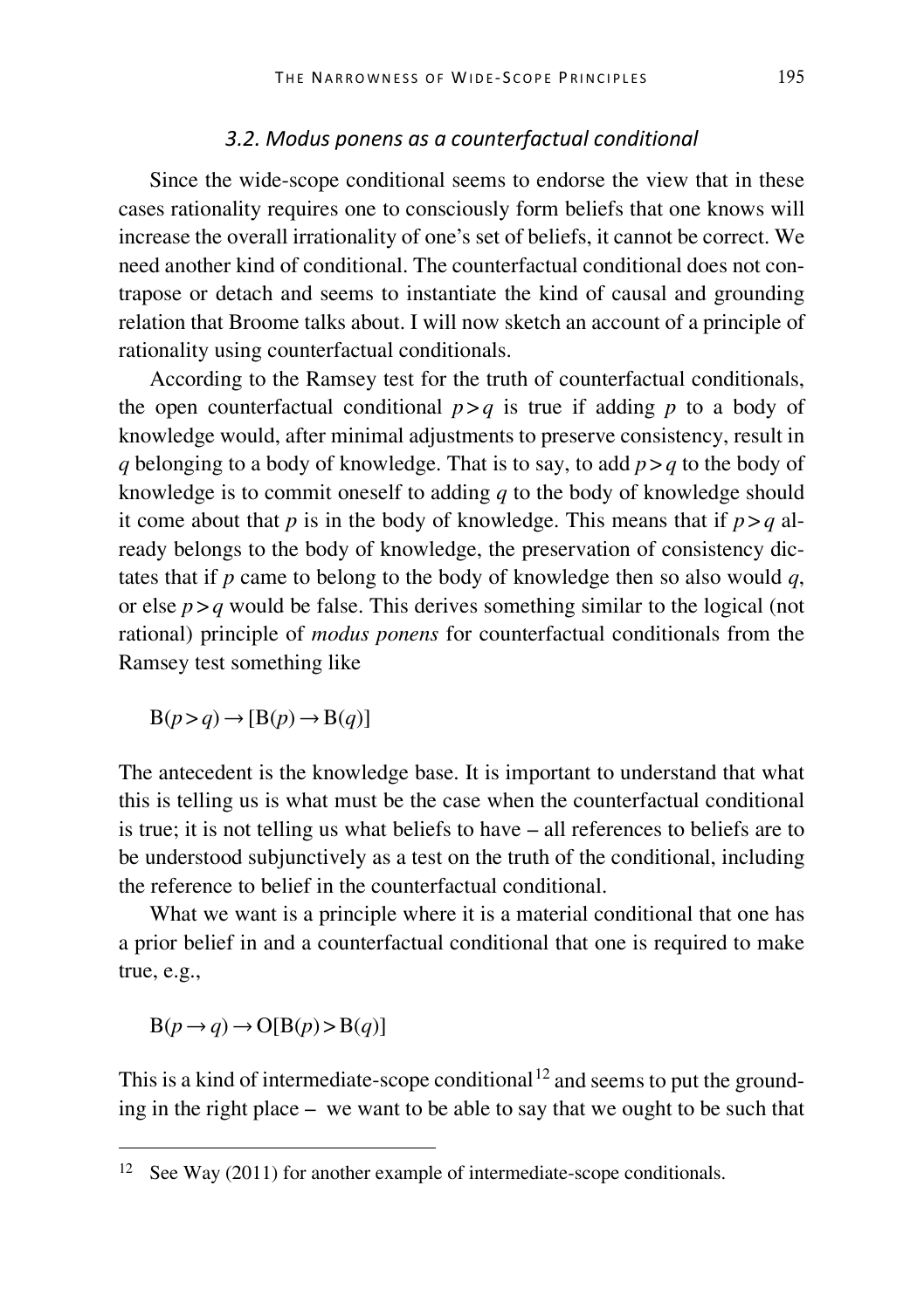### *3.2. Modus ponens as a counterfactual conditional*

Since the wide-scope conditional seems to endorse the view that in these cases rationality requires one to consciously form beliefs that one knows will increase the overall irrationality of one's set of beliefs, it cannot be correct. We need another kind of conditional. The counterfactual conditional does not contrapose or detach and seems to instantiate the kind of causal and grounding relation that Broome talks about. I will now sketch an account of a principle of rationality using counterfactual conditionals.

According to the Ramsey test for the truth of counterfactual conditionals, the open counterfactual conditional $p > q$ is true if adding $p$ to a body of knowledge would, after minimal adjustments to preserve consistency, result in $q$ belonging to a body of knowledge. That is to say, to add $p > q$ to the body of knowledge is to commit oneself to adding $q$ to the body of knowledge should it come about that $p$ is in the body of knowledge. This means that if $p > q$ already belongs to the body of knowledge, the preservation of consistency dictates that if $p$ came to belong to the body of knowledge then so also would $q$, or else $p > q$ would be false. This derives something similar to the logical (not rational) principle of *modus ponens* for counterfactual conditionals from the Ramsey test something like

$$\mathrm{B}(p > q) \rightarrow [\mathrm{B}(p) \rightarrow \mathrm{B}(q)]$$

The antecedent is the knowledge base. It is important to understand that what this is telling us is what must be the case when the counterfactual conditional is true; it is not telling us what beliefs to have – all references to beliefs are to be understood subjunctively as a test on the truth of the conditional, including the reference to belief in the counterfactual conditional.

What we want is a principle where it is a material conditional that one has a prior belief in and a counterfactual conditional that one is required to make true, e.g.,

$$\mathrm{B}(p \rightarrow q) \rightarrow \mathrm{O}[\mathrm{B}(p) > \mathrm{B}(q)]$$

This is a kind of intermediate-scope conditional[12] and seems to put the grounding in the right place – we want to be able to say that we ought to be such that

[12] See Way (2011) for another example of intermediate-scope conditionals.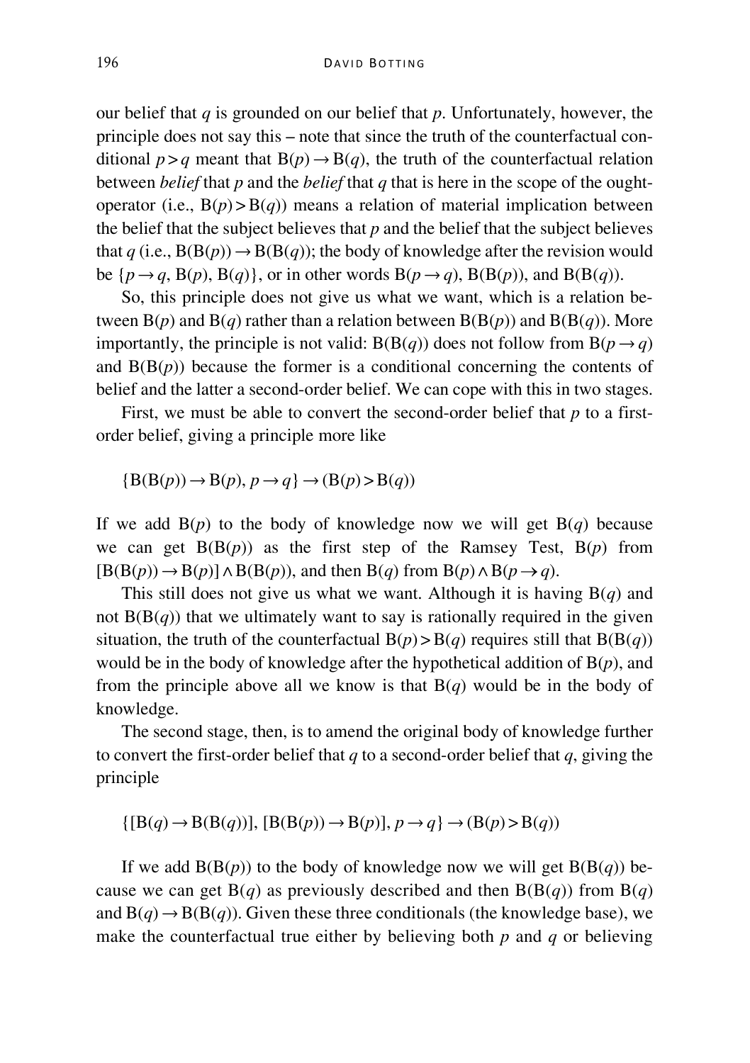our belief that $q$ is grounded on our belief that $p$. Unfortunately, however, the principle does not say this – note that since the truth of the counterfactual conditional $p > q$ meant that $B(p) \rightarrow B(q)$, the truth of the counterfactual relation between *belief* that $p$ and the *belief* that $q$ that is here in the scope of the ought-operator (i.e., $B(p) > B(q)$) means a relation of material implication between the belief that the subject believes that $p$ and the belief that the subject believes that $q$ (i.e., $B(B(p)) \rightarrow B(B(q))$; the body of knowledge after the revision would be $\{p \rightarrow q, B(p), B(q)\}$, or in other words $B(p \rightarrow q)$, $B(B(p))$, and $B(B(q))$.

So, this principle does not give us what we want, which is a relation between $B(p)$ and $B(q)$ rather than a relation between $B(B(p))$ and $B(B(q))$. More importantly, the principle is not valid: $B(B(q))$ does not follow from $B(p \rightarrow q)$ and $B(B(p))$ because the former is a conditional concerning the contents of belief and the latter a second-order belief. We can cope with this in two stages.

First, we must be able to convert the second-order belief that $p$ to a first-order belief, giving a principle more like

$$\{B(B(p)) \rightarrow B(p), p \rightarrow q\} \rightarrow (B(p) > B(q))$$

If we add $B(p)$ to the body of knowledge now we will get $B(q)$ because we can get $B(B(p))$ as the first step of the Ramsey Test, $B(p)$ from $[B(B(p)) \rightarrow B(p)] \wedge B(B(p))$, and then $B(q)$ from $B(p) \wedge B(p \rightarrow q)$.

This still does not give us what we want. Although it is having $B(q)$ and not $B(B(q))$ that we ultimately want to say is rationally required in the given situation, the truth of the counterfactual $B(p) > B(q)$ requires still that $B(B(q))$ would be in the body of knowledge after the hypothetical addition of $B(p)$, and from the principle above all we know is that $B(q)$ would be in the body of knowledge.

The second stage, then, is to amend the original body of knowledge further to convert the first-order belief that $q$ to a second-order belief that $q$, giving the principle

$$\{[B(q) \rightarrow B(B(q))], [B(B(p)) \rightarrow B(p)], p \rightarrow q\} \rightarrow (B(p) > B(q))$$

If we add $B(B(p))$ to the body of knowledge now we will get $B(B(q))$ because we can get $B(q)$ as previously described and then $B(B(q))$ from $B(q)$ and $B(q) \rightarrow B(B(q))$. Given these three conditionals (the knowledge base), we make the counterfactual true either by believing both $p$ and $q$ or believing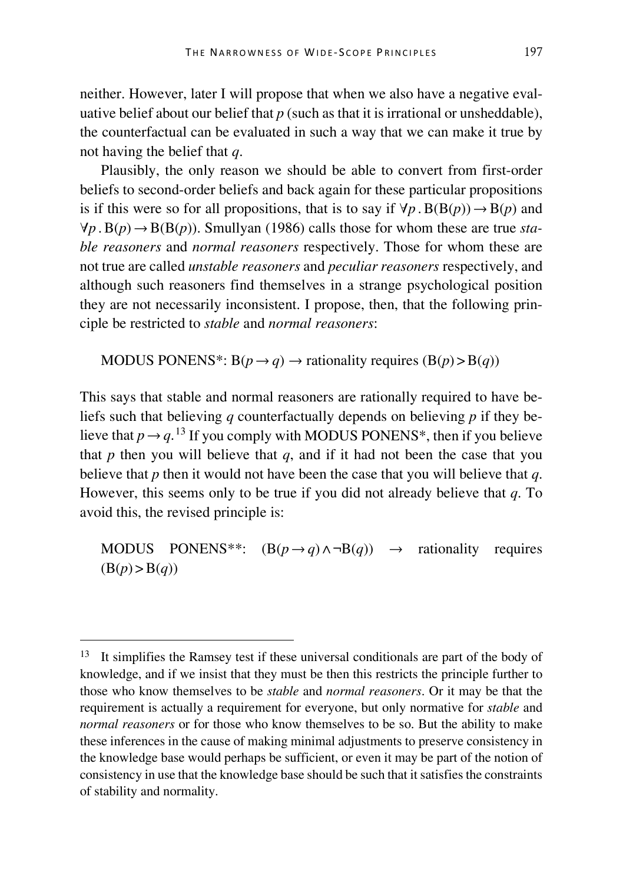neither. However, later I will propose that when we also have a negative evaluative belief about our belief that $p$ (such as that it is irrational or unsheddable), the counterfactual can be evaluated in such a way that we can make it true by not having the belief that $q$.

Plausibly, the only reason we should be able to convert from first-order beliefs to second-order beliefs and back again for these particular propositions is if this were so for all propositions, that is to say if $\forall p \,.\, \mathrm{B}(\mathrm{B}(p)) \rightarrow \mathrm{B}(p)$ and $\forall p \,.\, \mathrm{B}(p) \rightarrow \mathrm{B}(\mathrm{B}(p))$. Smullyan (1986) calls those for whom these are true *stable reasoners* and *normal reasoners* respectively. Those for whom these are not true are called *unstable reasoners* and *peculiar reasoners* respectively, and although such reasoners find themselves in a strange psychological position they are not necessarily inconsistent. I propose, then, that the following principle be restricted to *stable* and *normal reasoners*:

MODUS PONENS*: $\mathrm{B}(p \rightarrow q) \rightarrow$ rationality requires $(\mathrm{B}(p) > \mathrm{B}(q))$

This says that stable and normal reasoners are rationally required to have beliefs such that believing $q$ counterfactually depends on believing $p$ if they believe that $p \rightarrow q$.[13] If you comply with MODUS PONENS*, then if you believe that $p$ then you will believe that $q$, and if it had not been the case that you believe that $p$ then it would not have been the case that you will believe that $q$. However, this seems only to be true if you did not already believe that $q$. To avoid this, the revised principle is:

MODUS PONENS**: $(\mathrm{B}(p \rightarrow q) \wedge \neg \mathrm{B}(q)) \rightarrow$ rationality requires $(\mathrm{B}(p) > \mathrm{B}(q))$

---

[13] It simplifies the Ramsey test if these universal conditionals are part of the body of knowledge, and if we insist that they must be then this restricts the principle further to those who know themselves to be *stable* and *normal reasoners*. Or it may be that the requirement is actually a requirement for everyone, but only normative for *stable* and *normal reasoners* or for those who know themselves to be so. But the ability to make these inferences in the cause of making minimal adjustments to preserve consistency in the knowledge base would perhaps be sufficient, or even it may be part of the notion of consistency in use that the knowledge base should be such that it satisfies the constraints of stability and normality.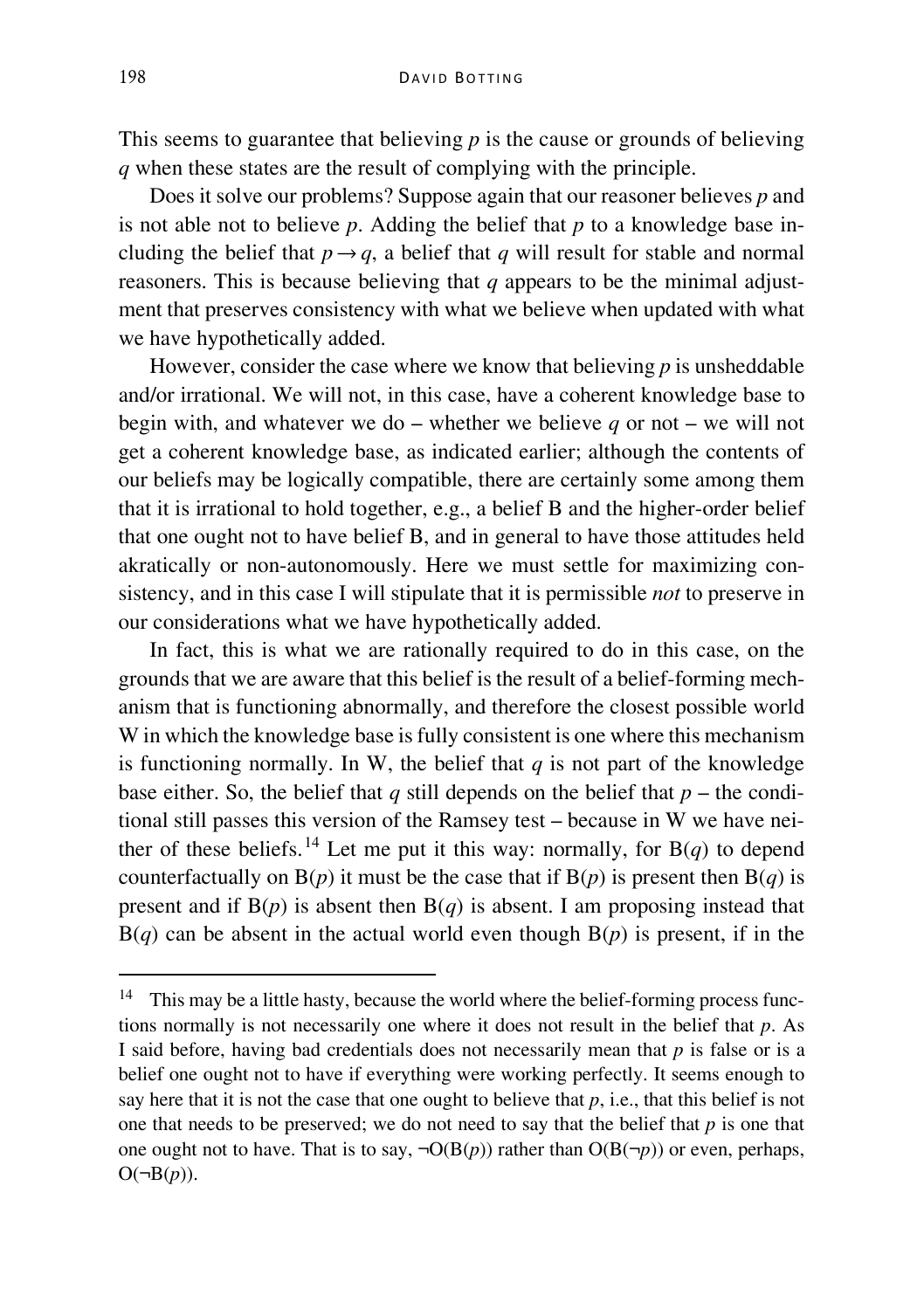This seems to guarantee that believing $p$ is the cause or grounds of believing $q$ when these states are the result of complying with the principle.

Does it solve our problems? Suppose again that our reasoner believes $p$ and is not able not to believe $p$. Adding the belief that $p$ to a knowledge base including the belief that $p \rightarrow q$, a belief that $q$ will result for stable and normal reasoners. This is because believing that $q$ appears to be the minimal adjustment that preserves consistency with what we believe when updated with what we have hypothetically added.

However, consider the case where we know that believing $p$ is unsheddable and/or irrational. We will not, in this case, have a coherent knowledge base to begin with, and whatever we do – whether we believe $q$ or not – we will not get a coherent knowledge base, as indicated earlier; although the contents of our beliefs may be logically compatible, there are certainly some among them that it is irrational to hold together, e.g., a belief B and the higher-order belief that one ought not to have belief B, and in general to have those attitudes held akratically or non-autonomously. Here we must settle for maximizing consistency, and in this case I will stipulate that it is permissible *not* to preserve in our considerations what we have hypothetically added.

In fact, this is what we are rationally required to do in this case, on the grounds that we are aware that this belief is the result of a belief-forming mechanism that is functioning abnormally, and therefore the closest possible world W in which the knowledge base is fully consistent is one where this mechanism is functioning normally. In W, the belief that $q$ is not part of the knowledge base either. So, the belief that $q$ still depends on the belief that $p$ – the conditional still passes this version of the Ramsey test – because in W we have neither of these beliefs.[14] Let me put it this way: normally, for $B(q)$ to depend counterfactually on $B(p)$ it must be the case that if $B(p)$ is present then $B(q)$ is present and if $B(p)$ is absent then $B(q)$ is absent. I am proposing instead that $B(q)$ can be absent in the actual world even though $B(p)$ is present, if in the

---

[14] This may be a little hasty, because the world where the belief-forming process functions normally is not necessarily one where it does not result in the belief that $p$. As I said before, having bad credentials does not necessarily mean that $p$ is false or is a belief one ought not to have if everything were working perfectly. It seems enough to say here that it is not the case that one ought to believe that $p$, i.e., that this belief is not one that needs to be preserved; we do not need to say that the belief that $p$ is one that one ought not to have. That is to say, $\neg O(B(p))$ rather than $O(B(\neg p))$ or even, perhaps, $O(\neg B(p))$.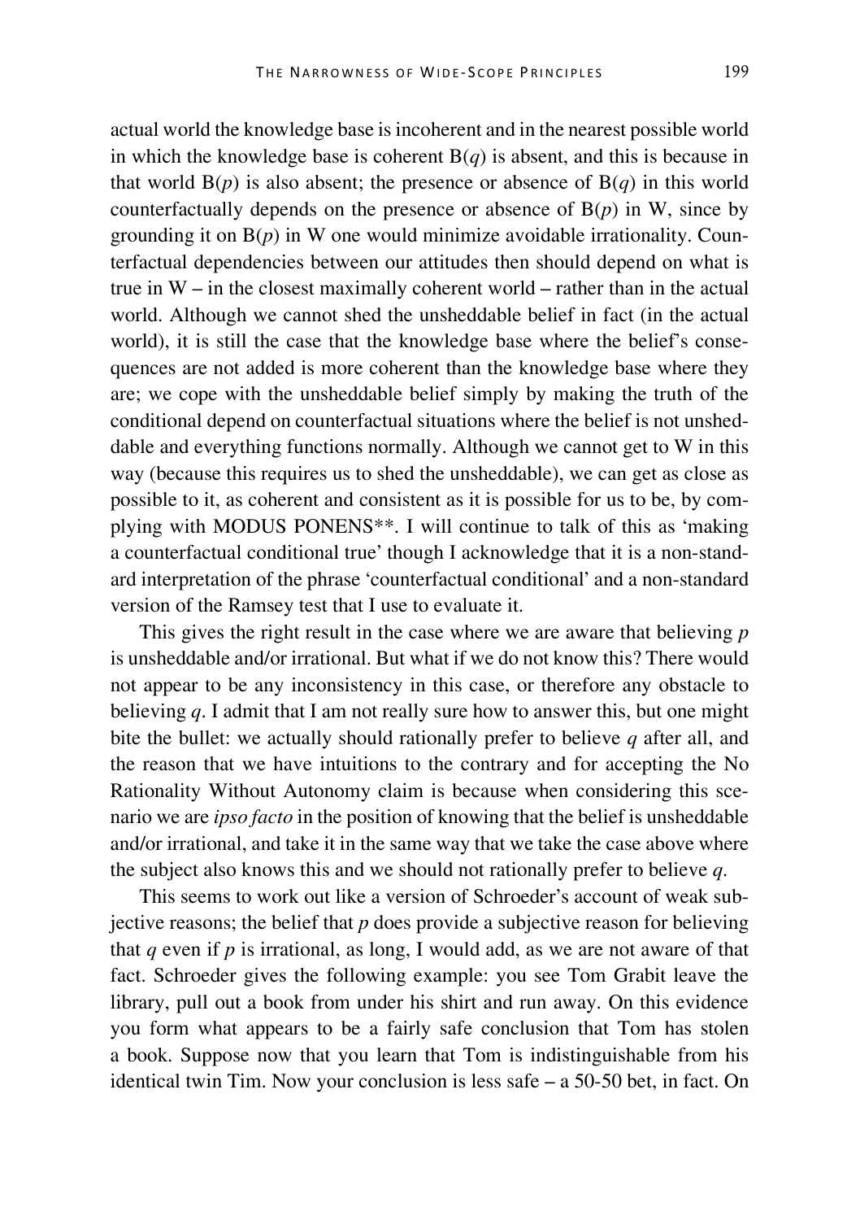actual world the knowledge base is incoherent and in the nearest possible world in which the knowledge base is coherent B($q$) is absent, and this is because in that world B($p$) is also absent; the presence or absence of B($q$) in this world counterfactually depends on the presence or absence of B($p$) in W, since by grounding it on B($p$) in W one would minimize avoidable irrationality. Counterfactual dependencies between our attitudes then should depend on what is true in W – in the closest maximally coherent world – rather than in the actual world. Although we cannot shed the unsheddable belief in fact (in the actual world), it is still the case that the knowledge base where the belief's consequences are not added is more coherent than the knowledge base where they are; we cope with the unsheddable belief simply by making the truth of the conditional depend on counterfactual situations where the belief is not unsheddable and everything functions normally. Although we cannot get to W in this way (because this requires us to shed the unsheddable), we can get as close as possible to it, as coherent and consistent as it is possible for us to be, by complying with MODUS PONENS**. I will continue to talk of this as 'making a counterfactual conditional true' though I acknowledge that it is a non-standard interpretation of the phrase 'counterfactual conditional' and a non-standard version of the Ramsey test that I use to evaluate it.

This gives the right result in the case where we are aware that believing $p$ is unsheddable and/or irrational. But what if we do not know this? There would not appear to be any inconsistency in this case, or therefore any obstacle to believing $q$. I admit that I am not really sure how to answer this, but one might bite the bullet: we actually should rationally prefer to believe $q$ after all, and the reason that we have intuitions to the contrary and for accepting the No Rationality Without Autonomy claim is because when considering this scenario we are *ipso facto* in the position of knowing that the belief is unsheddable and/or irrational, and take it in the same way that we take the case above where the subject also knows this and we should not rationally prefer to believe $q$.

This seems to work out like a version of Schroeder's account of weak subjective reasons; the belief that $p$ does provide a subjective reason for believing that $q$ even if $p$ is irrational, as long, I would add, as we are not aware of that fact. Schroeder gives the following example: you see Tom Grabit leave the library, pull out a book from under his shirt and run away. On this evidence you form what appears to be a fairly safe conclusion that Tom has stolen a book. Suppose now that you learn that Tom is indistinguishable from his identical twin Tim. Now your conclusion is less safe – a 50-50 bet, in fact. On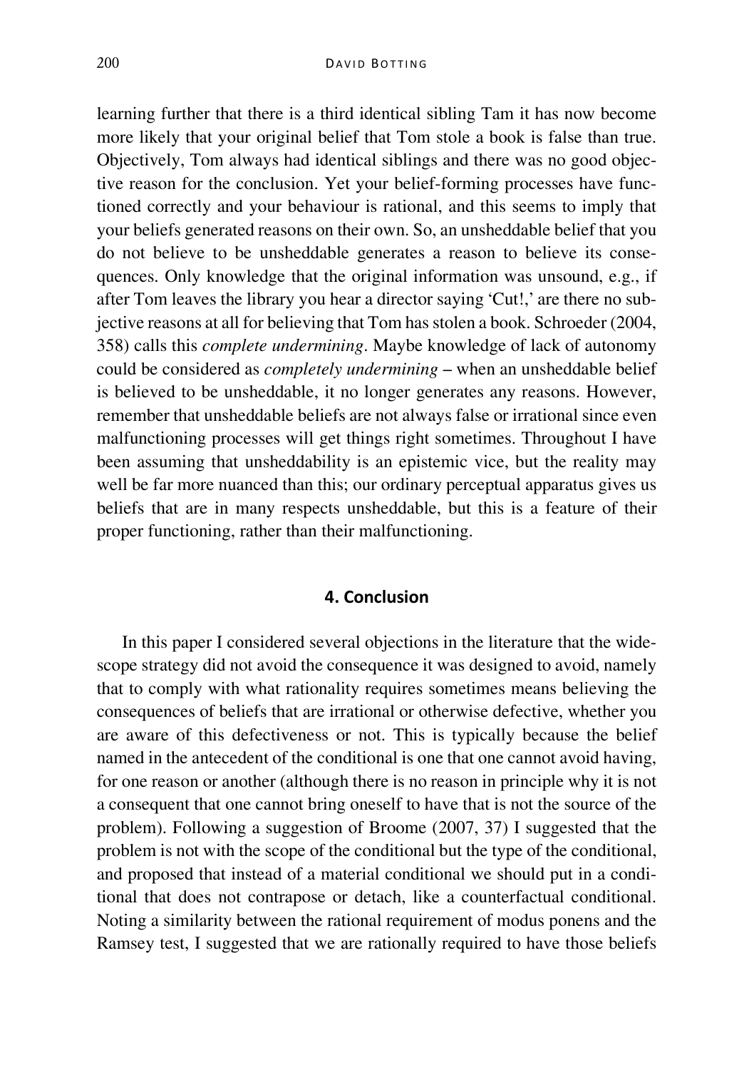learning further that there is a third identical sibling Tam it has now become more likely that your original belief that Tom stole a book is false than true. Objectively, Tom always had identical siblings and there was no good objective reason for the conclusion. Yet your belief-forming processes have functioned correctly and your behaviour is rational, and this seems to imply that your beliefs generated reasons on their own. So, an unsheddable belief that you do not believe to be unsheddable generates a reason to believe its consequences. Only knowledge that the original information was unsound, e.g., if after Tom leaves the library you hear a director saying 'Cut!,' are there no subjective reasons at all for believing that Tom has stolen a book. Schroeder (2004, 358) calls this *complete undermining*. Maybe knowledge of lack of autonomy could be considered as *completely undermining* – when an unsheddable belief is believed to be unsheddable, it no longer generates any reasons. However, remember that unsheddable beliefs are not always false or irrational since even malfunctioning processes will get things right sometimes. Throughout I have been assuming that unsheddability is an epistemic vice, but the reality may well be far more nuanced than this; our ordinary perceptual apparatus gives us beliefs that are in many respects unsheddable, but this is a feature of their proper functioning, rather than their malfunctioning.

## 4. Conclusion

In this paper I considered several objections in the literature that the wide-scope strategy did not avoid the consequence it was designed to avoid, namely that to comply with what rationality requires sometimes means believing the consequences of beliefs that are irrational or otherwise defective, whether you are aware of this defectiveness or not. This is typically because the belief named in the antecedent of the conditional is one that one cannot avoid having, for one reason or another (although there is no reason in principle why it is not a consequent that one cannot bring oneself to have that is not the source of the problem). Following a suggestion of Broome (2007, 37) I suggested that the problem is not with the scope of the conditional but the type of the conditional, and proposed that instead of a material conditional we should put in a conditional that does not contrapose or detach, like a counterfactual conditional. Noting a similarity between the rational requirement of modus ponens and the Ramsey test, I suggested that we are rationally required to have those beliefs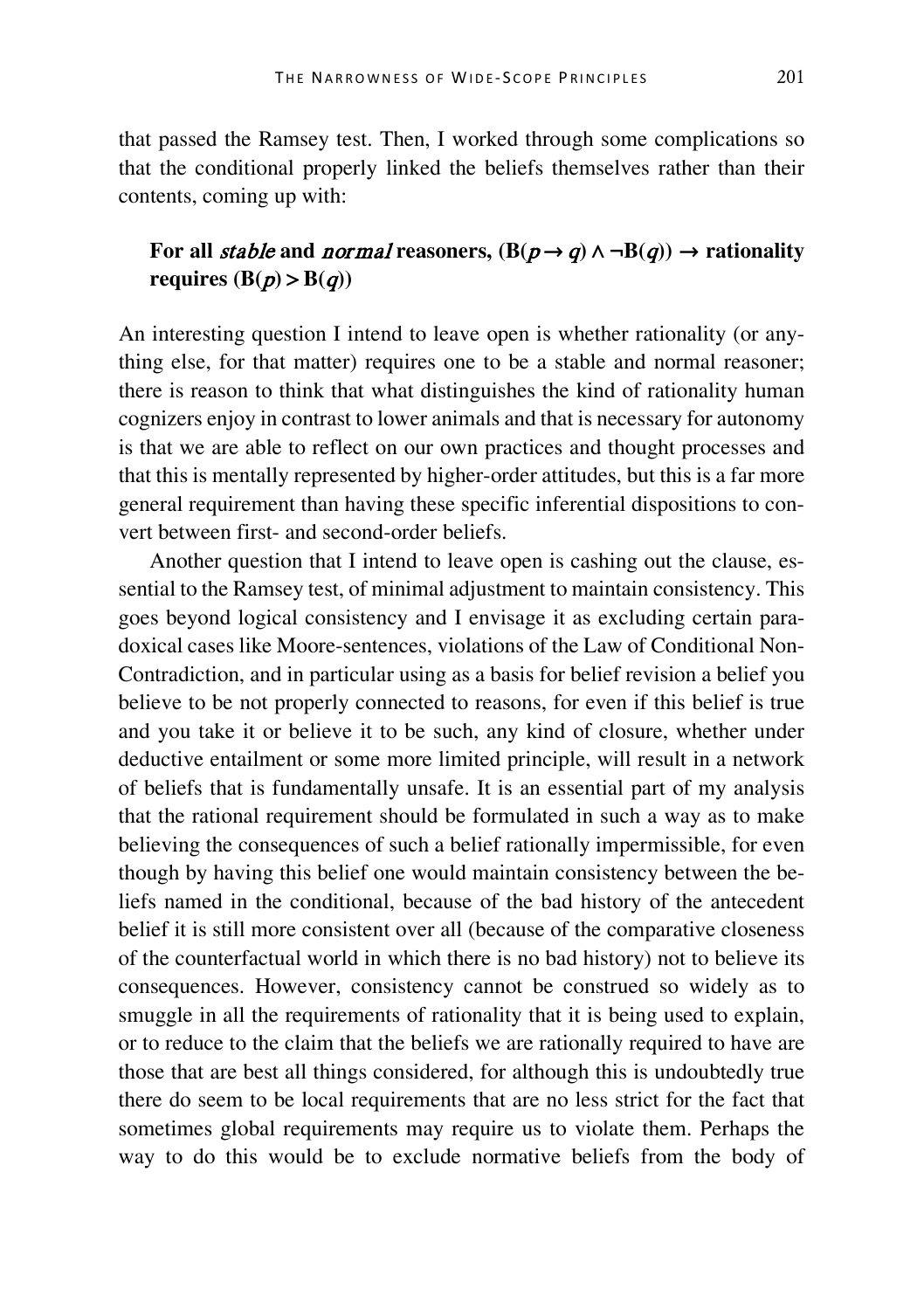that passed the Ramsey test. Then, I worked through some complications so that the conditional properly linked the beliefs themselves rather than their contents, coming up with:

> **For all *stable* and *normal* reasoners, $(\mathbf{B}(p \rightarrow q) \wedge \neg \mathbf{B}(q)) \rightarrow$ rationality requires $(\mathbf{B}(p) > \mathbf{B}(q))$**

An interesting question I intend to leave open is whether rationality (or anything else, for that matter) requires one to be a stable and normal reasoner; there is reason to think that what distinguishes the kind of rationality human cognizers enjoy in contrast to lower animals and that is necessary for autonomy is that we are able to reflect on our own practices and thought processes and that this is mentally represented by higher-order attitudes, but this is a far more general requirement than having these specific inferential dispositions to convert between first- and second-order beliefs.

Another question that I intend to leave open is cashing out the clause, essential to the Ramsey test, of minimal adjustment to maintain consistency. This goes beyond logical consistency and I envisage it as excluding certain paradoxical cases like Moore-sentences, violations of the Law of Conditional Non-Contradiction, and in particular using as a basis for belief revision a belief you believe to be not properly connected to reasons, for even if this belief is true and you take it or believe it to be such, any kind of closure, whether under deductive entailment or some more limited principle, will result in a network of beliefs that is fundamentally unsafe. It is an essential part of my analysis that the rational requirement should be formulated in such a way as to make believing the consequences of such a belief rationally impermissible, for even though by having this belief one would maintain consistency between the beliefs named in the conditional, because of the bad history of the antecedent belief it is still more consistent over all (because of the comparative closeness of the counterfactual world in which there is no bad history) not to believe its consequences. However, consistency cannot be construed so widely as to smuggle in all the requirements of rationality that it is being used to explain, or to reduce to the claim that the beliefs we are rationally required to have are those that are best all things considered, for although this is undoubtedly true there do seem to be local requirements that are no less strict for the fact that sometimes global requirements may require us to violate them. Perhaps the way to do this would be to exclude normative beliefs from the body of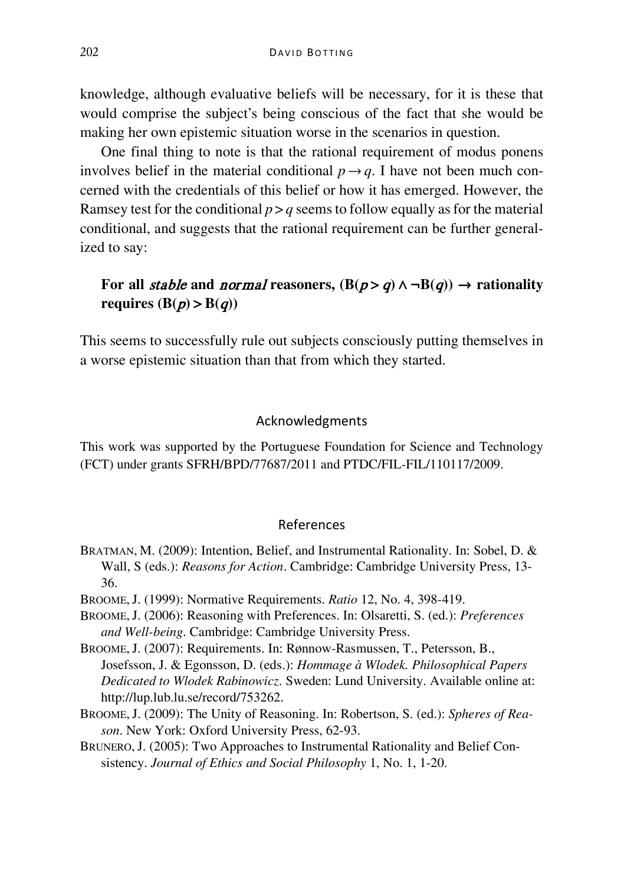knowledge, although evaluative beliefs will be necessary, for it is these that would comprise the subject's being conscious of the fact that she would be making her own epistemic situation worse in the scenarios in question.

One final thing to note is that the rational requirement of modus ponens involves belief in the material conditional $p \rightarrow q$. I have not been much concerned with the credentials of this belief or how it has emerged. However, the Ramsey test for the conditional $p > q$ seems to follow equally as for the material conditional, and suggests that the rational requirement can be further generalized to say:

> **For all *stable* and *normal* reasoners, $(B(p > q) \wedge \neg B(q)) \rightarrow$ rationality requires $(B(p) > B(q))$**

This seems to successfully rule out subjects consciously putting themselves in a worse epistemic situation than that from which they started.

## Acknowledgments

This work was supported by the Portuguese Foundation for Science and Technology (FCT) under grants SFRH/BPD/77687/2011 and PTDC/FIL-FIL/110117/2009.

## References

BRATMAN, M. (2009): Intention, Belief, and Instrumental Rationality. In: Sobel, D. & Wall, S (eds.): *Reasons for Action*. Cambridge: Cambridge University Press, 13-36.

BROOME, J. (1999): Normative Requirements. *Ratio* 12, No. 4, 398-419.

BROOME, J. (2006): Reasoning with Preferences. In: Olsaretti, S. (ed.): *Preferences and Well-being*. Cambridge: Cambridge University Press.

BROOME, J. (2007): Requirements. In: Rønnow-Rasmussen, T., Petersson, B., Josefsson, J. & Egonsson, D. (eds.): *Hommage à Wlodek. Philosophical Papers Dedicated to Wlodek Rabinowicz*. Sweden: Lund University. Available online at: http://lup.lub.lu.se/record/753262.

BROOME, J. (2009): The Unity of Reasoning. In: Robertson, S. (ed.): *Spheres of Reason*. New York: Oxford University Press, 62-93.

BRUNERO, J. (2005): Two Approaches to Instrumental Rationality and Belief Consistency. *Journal of Ethics and Social Philosophy* 1, No. 1, 1-20.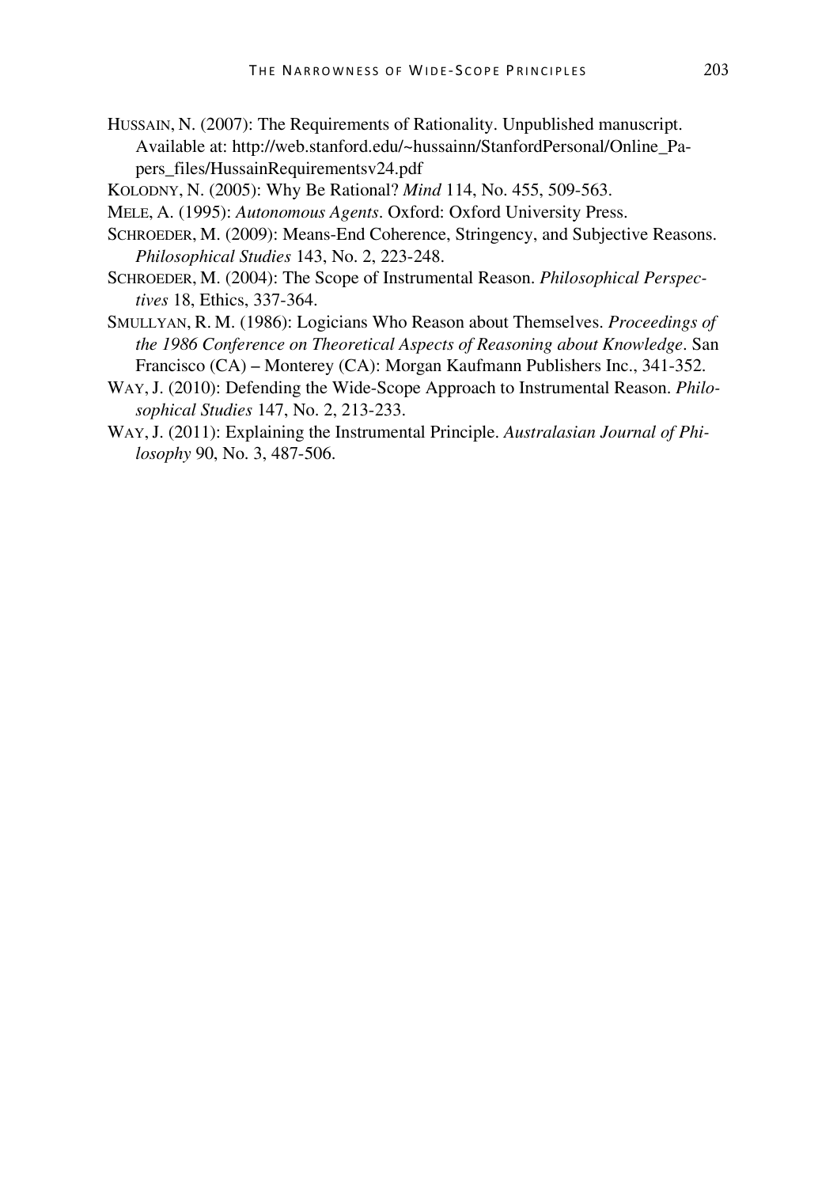HUSSAIN, N. (2007): The Requirements of Rationality. Unpublished manuscript. Available at: http://web.stanford.edu/~hussainn/StanfordPersonal/Online_Papers_files/HussainRequirementsv24.pdf

KOLODNY, N. (2005): Why Be Rational? *Mind* 114, No. 455, 509-563.

MELE, A. (1995): *Autonomous Agents*. Oxford: Oxford University Press.

SCHROEDER, M. (2009): Means-End Coherence, Stringency, and Subjective Reasons. *Philosophical Studies* 143, No. 2, 223-248.

SCHROEDER, M. (2004): The Scope of Instrumental Reason. *Philosophical Perspectives* 18, Ethics, 337-364.

SMULLYAN, R. M. (1986): Logicians Who Reason about Themselves. *Proceedings of the 1986 Conference on Theoretical Aspects of Reasoning about Knowledge*. San Francisco (CA) – Monterey (CA): Morgan Kaufmann Publishers Inc., 341-352.

WAY, J. (2010): Defending the Wide-Scope Approach to Instrumental Reason. *Philosophical Studies* 147, No. 2, 213-233.

WAY, J. (2011): Explaining the Instrumental Principle. *Australasian Journal of Philosophy* 90, No. 3, 487-506.